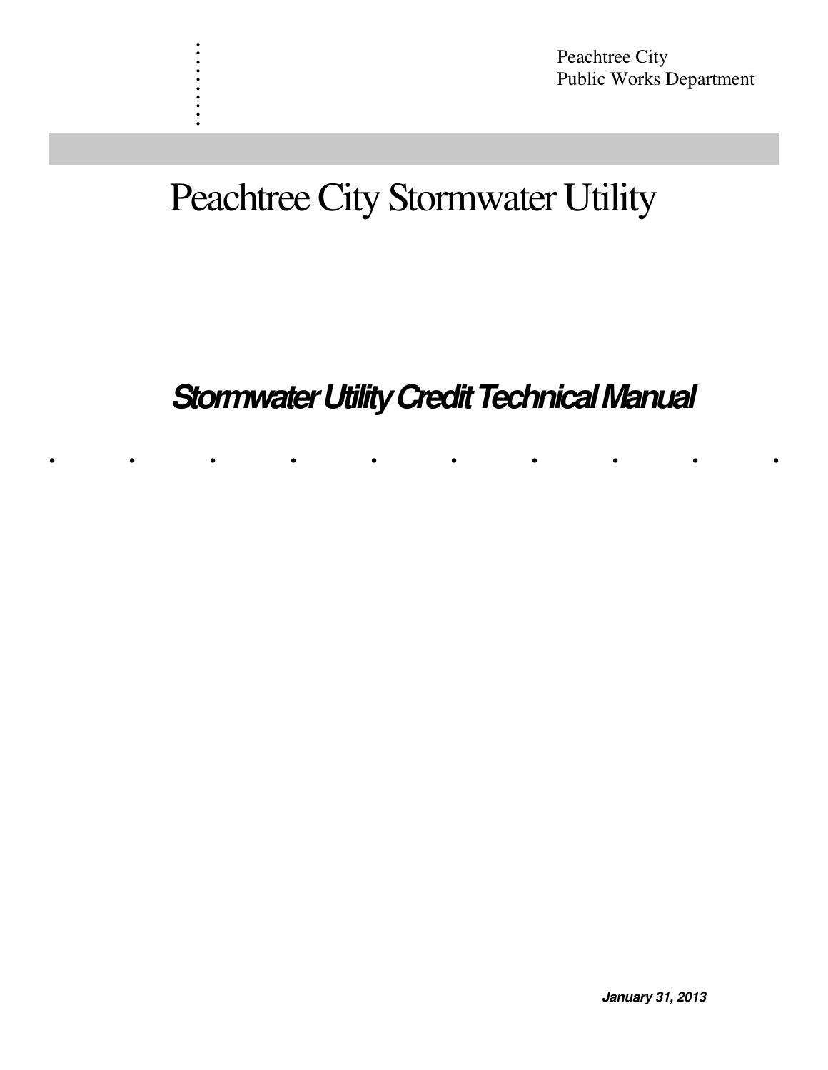Peachtree City
Public Works Department

# Peachtree City Stormwater Utility

## ***Stormwater Utility Credit Technical Manual***

***January 31, 2013***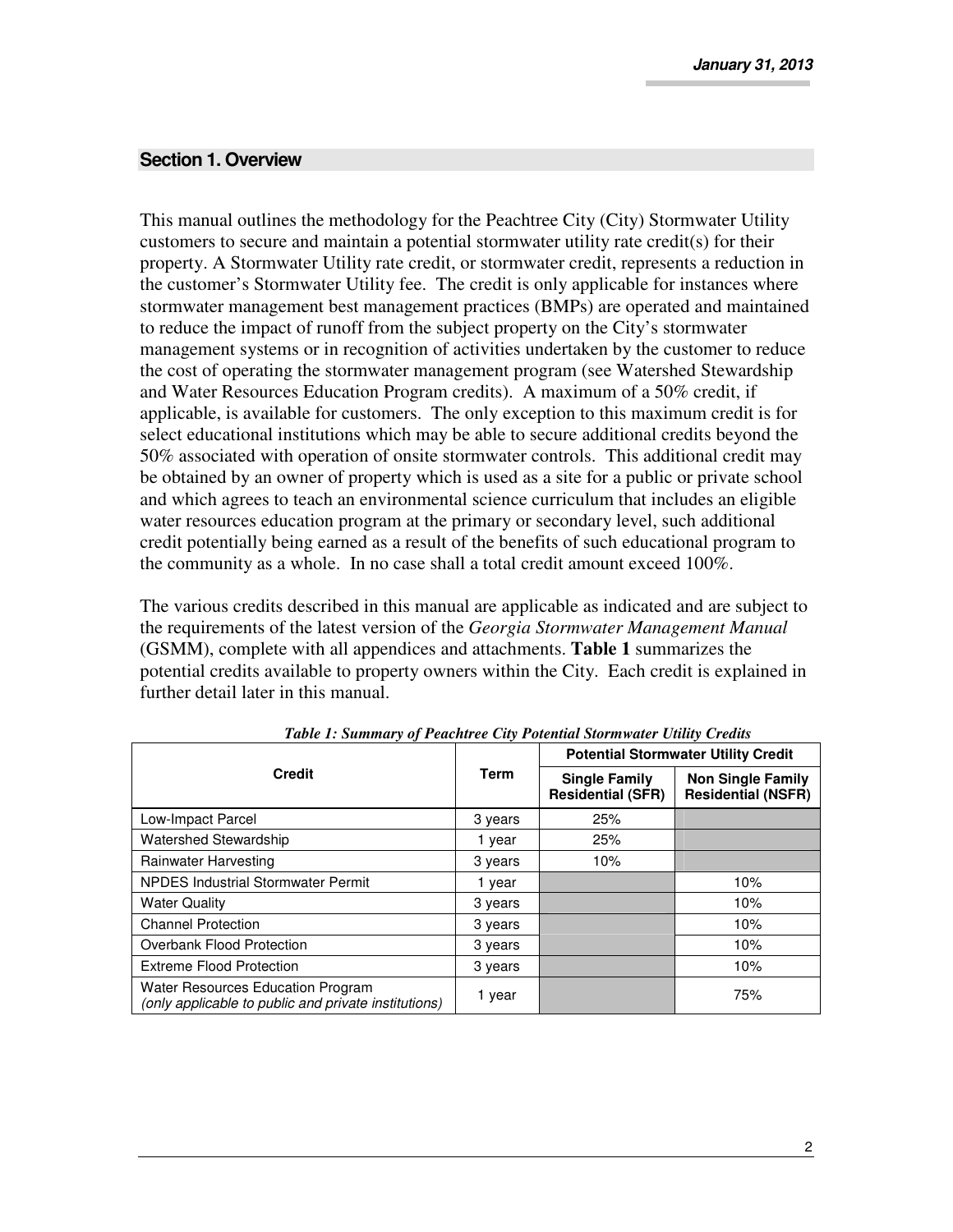## Section 1. Overview

This manual outlines the methodology for the Peachtree City (City) Stormwater Utility customers to secure and maintain a potential stormwater utility rate credit(s) for their property. A Stormwater Utility rate credit, or stormwater credit, represents a reduction in the customer's Stormwater Utility fee. The credit is only applicable for instances where stormwater management best management practices (BMPs) are operated and maintained to reduce the impact of runoff from the subject property on the City's stormwater management systems or in recognition of activities undertaken by the customer to reduce the cost of operating the stormwater management program (see Watershed Stewardship and Water Resources Education Program credits). A maximum of a 50% credit, if applicable, is available for customers. The only exception to this maximum credit is for select educational institutions which may be able to secure additional credits beyond the 50% associated with operation of onsite stormwater controls. This additional credit may be obtained by an owner of property which is used as a site for a public or private school and which agrees to teach an environmental science curriculum that includes an eligible water resources education program at the primary or secondary level, such additional credit potentially being earned as a result of the benefits of such educational program to the community as a whole. In no case shall a total credit amount exceed 100%.

The various credits described in this manual are applicable as indicated and are subject to the requirements of the latest version of the *Georgia Stormwater Management Manual* (GSMM), complete with all appendices and attachments. **Table 1** summarizes the potential credits available to property owners within the City. Each credit is explained in further detail later in this manual.

***Table 1: Summary of Peachtree City Potential Stormwater Utility Credits***

| Credit | Term | Potential Stormwater Utility Credit | |
|---|---|---|---|
| | | **Single Family Residential (SFR)** | **Non Single Family Residential (NSFR)** |
| Low-Impact Parcel | 3 years | 25% | |
| Watershed Stewardship | 1 year | 25% | |
| Rainwater Harvesting | 3 years | 10% | |
| NPDES Industrial Stormwater Permit | 1 year | | 10% |
| Water Quality | 3 years | | 10% |
| Channel Protection | 3 years | | 10% |
| Overbank Flood Protection | 3 years | | 10% |
| Extreme Flood Protection | 3 years | | 10% |
| Water Resources Education Program *(only applicable to public and private institutions)* | 1 year | | 75% |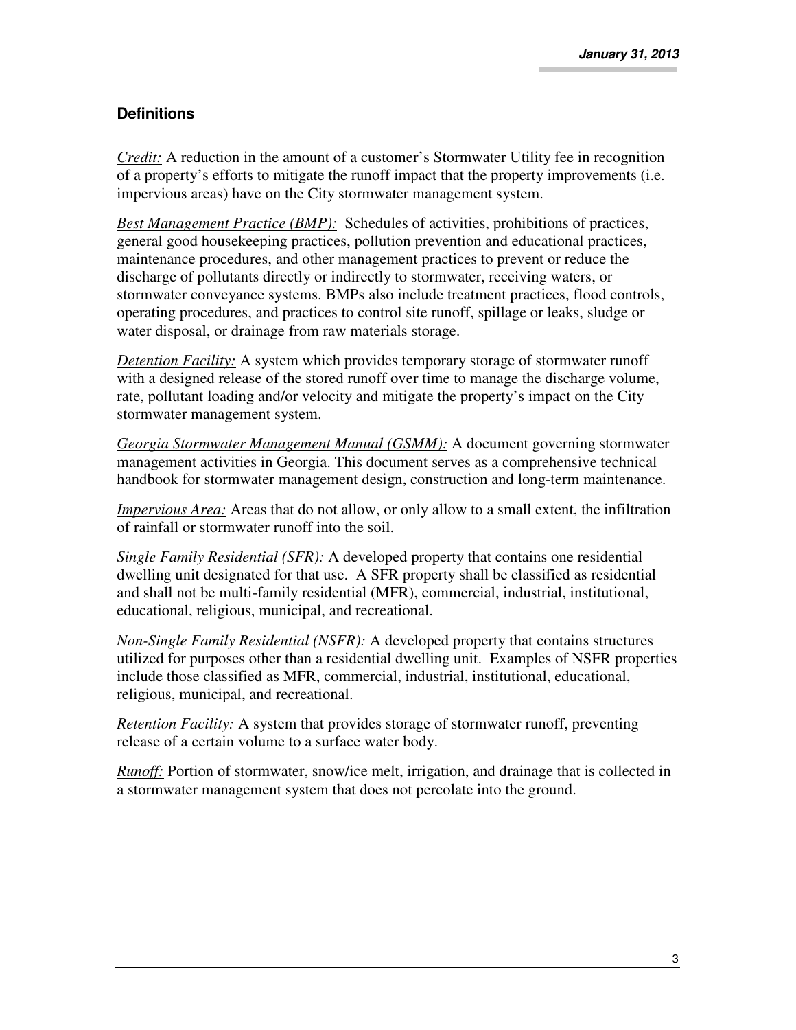## Definitions

*Credit:* A reduction in the amount of a customer's Stormwater Utility fee in recognition of a property's efforts to mitigate the runoff impact that the property improvements (i.e. impervious areas) have on the City stormwater management system.

*Best Management Practice (BMP):* Schedules of activities, prohibitions of practices, general good housekeeping practices, pollution prevention and educational practices, maintenance procedures, and other management practices to prevent or reduce the discharge of pollutants directly or indirectly to stormwater, receiving waters, or stormwater conveyance systems. BMPs also include treatment practices, flood controls, operating procedures, and practices to control site runoff, spillage or leaks, sludge or water disposal, or drainage from raw materials storage.

*Detention Facility:* A system which provides temporary storage of stormwater runoff with a designed release of the stored runoff over time to manage the discharge volume, rate, pollutant loading and/or velocity and mitigate the property's impact on the City stormwater management system.

*Georgia Stormwater Management Manual (GSMM):* A document governing stormwater management activities in Georgia. This document serves as a comprehensive technical handbook for stormwater management design, construction and long-term maintenance.

*Impervious Area:* Areas that do not allow, or only allow to a small extent, the infiltration of rainfall or stormwater runoff into the soil.

*Single Family Residential (SFR):* A developed property that contains one residential dwelling unit designated for that use. A SFR property shall be classified as residential and shall not be multi-family residential (MFR), commercial, industrial, institutional, educational, religious, municipal, and recreational.

*Non-Single Family Residential (NSFR):* A developed property that contains structures utilized for purposes other than a residential dwelling unit. Examples of NSFR properties include those classified as MFR, commercial, industrial, institutional, educational, religious, municipal, and recreational.

*Retention Facility:* A system that provides storage of stormwater runoff, preventing release of a certain volume to a surface water body.

*Runoff:* Portion of stormwater, snow/ice melt, irrigation, and drainage that is collected in a stormwater management system that does not percolate into the ground.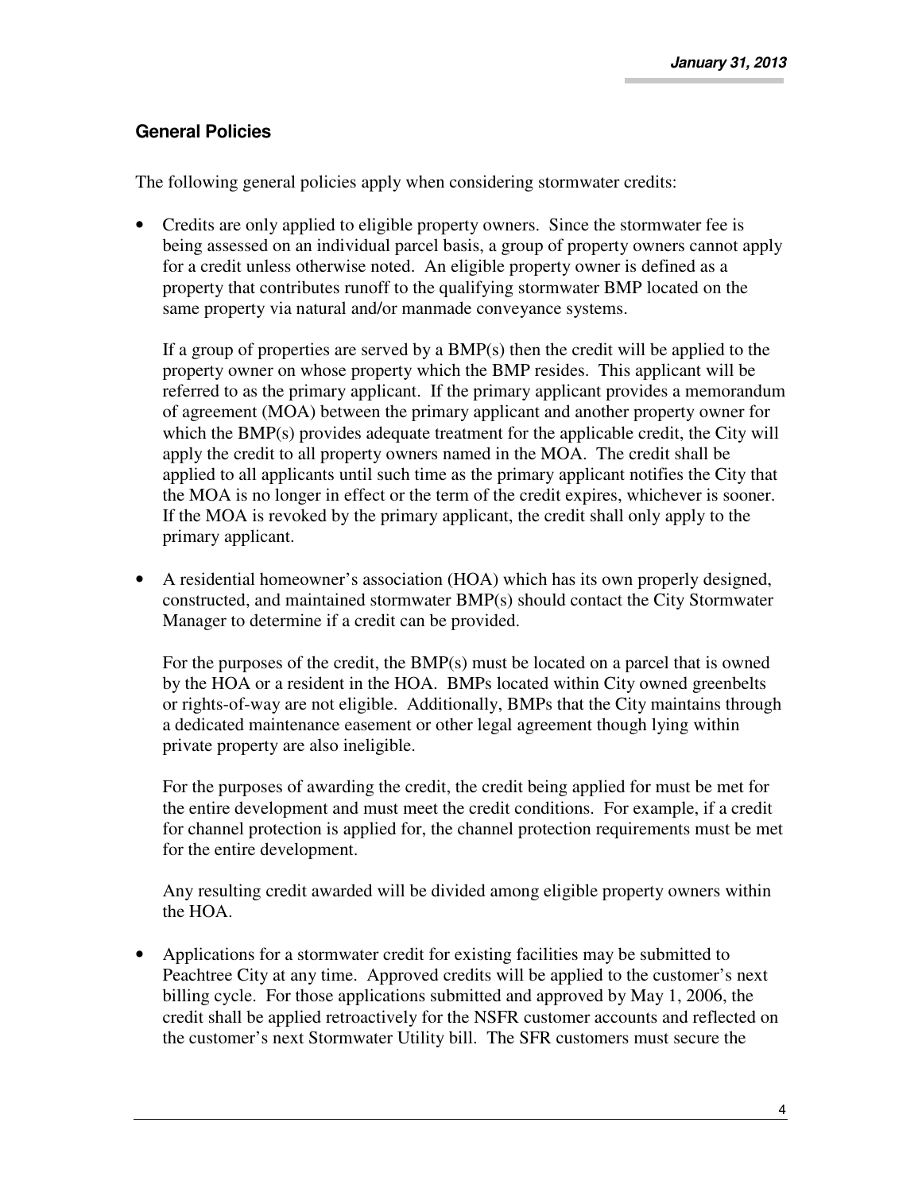## General Policies

The following general policies apply when considering stormwater credits:

- Credits are only applied to eligible property owners. Since the stormwater fee is being assessed on an individual parcel basis, a group of property owners cannot apply for a credit unless otherwise noted. An eligible property owner is defined as a property that contributes runoff to the qualifying stormwater BMP located on the same property via natural and/or manmade conveyance systems.

  If a group of properties are served by a BMP(s) then the credit will be applied to the property owner on whose property which the BMP resides. This applicant will be referred to as the primary applicant. If the primary applicant provides a memorandum of agreement (MOA) between the primary applicant and another property owner for which the BMP(s) provides adequate treatment for the applicable credit, the City will apply the credit to all property owners named in the MOA. The credit shall be applied to all applicants until such time as the primary applicant notifies the City that the MOA is no longer in effect or the term of the credit expires, whichever is sooner. If the MOA is revoked by the primary applicant, the credit shall only apply to the primary applicant.

- A residential homeowner's association (HOA) which has its own properly designed, constructed, and maintained stormwater BMP(s) should contact the City Stormwater Manager to determine if a credit can be provided.

  For the purposes of the credit, the BMP(s) must be located on a parcel that is owned by the HOA or a resident in the HOA. BMPs located within City owned greenbelts or rights-of-way are not eligible. Additionally, BMPs that the City maintains through a dedicated maintenance easement or other legal agreement though lying within private property are also ineligible.

  For the purposes of awarding the credit, the credit being applied for must be met for the entire development and must meet the credit conditions. For example, if a credit for channel protection is applied for, the channel protection requirements must be met for the entire development.

  Any resulting credit awarded will be divided among eligible property owners within the HOA.

- Applications for a stormwater credit for existing facilities may be submitted to Peachtree City at any time. Approved credits will be applied to the customer's next billing cycle. For those applications submitted and approved by May 1, 2006, the credit shall be applied retroactively for the NSFR customer accounts and reflected on the customer's next Stormwater Utility bill. The SFR customers must secure the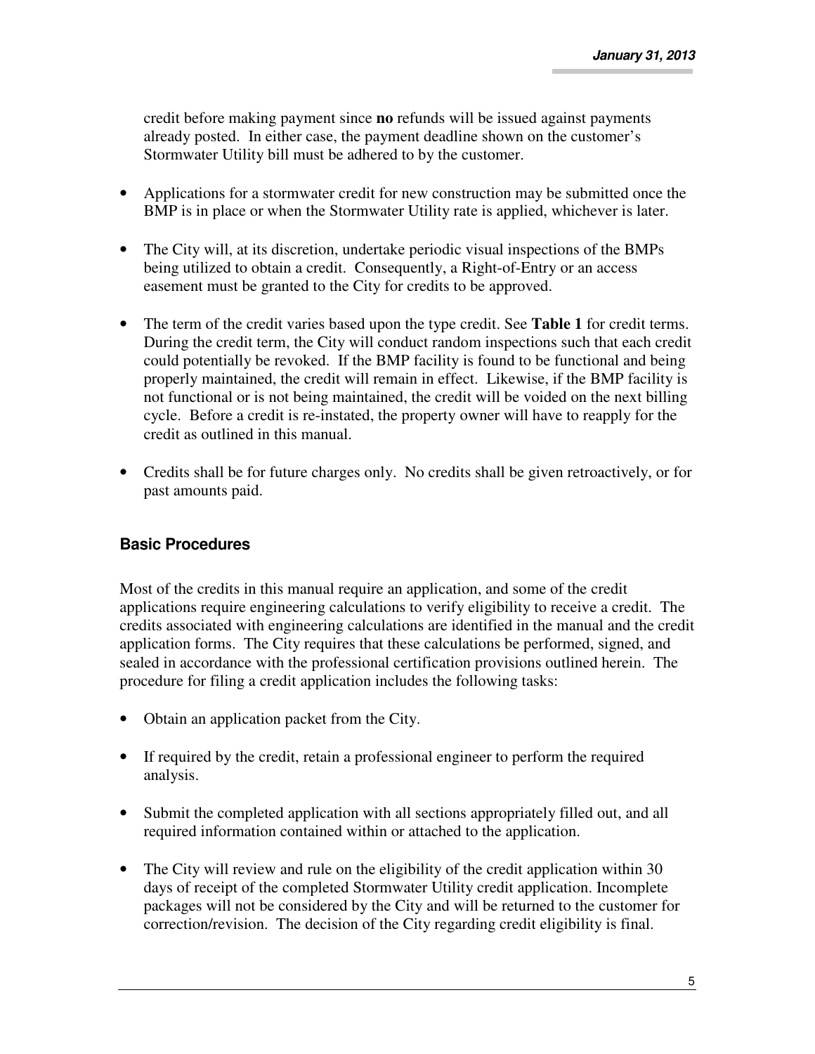credit before making payment since **no** refunds will be issued against payments already posted. In either case, the payment deadline shown on the customer's Stormwater Utility bill must be adhered to by the customer.

- Applications for a stormwater credit for new construction may be submitted once the BMP is in place or when the Stormwater Utility rate is applied, whichever is later.

- The City will, at its discretion, undertake periodic visual inspections of the BMPs being utilized to obtain a credit. Consequently, a Right-of-Entry or an access easement must be granted to the City for credits to be approved.

- The term of the credit varies based upon the type credit. See **Table 1** for credit terms. During the credit term, the City will conduct random inspections such that each credit could potentially be revoked. If the BMP facility is found to be functional and being properly maintained, the credit will remain in effect. Likewise, if the BMP facility is not functional or is not being maintained, the credit will be voided on the next billing cycle. Before a credit is re-instated, the property owner will have to reapply for the credit as outlined in this manual.

- Credits shall be for future charges only. No credits shall be given retroactively, or for past amounts paid.

### Basic Procedures

Most of the credits in this manual require an application, and some of the credit applications require engineering calculations to verify eligibility to receive a credit. The credits associated with engineering calculations are identified in the manual and the credit application forms. The City requires that these calculations be performed, signed, and sealed in accordance with the professional certification provisions outlined herein. The procedure for filing a credit application includes the following tasks:

- Obtain an application packet from the City.

- If required by the credit, retain a professional engineer to perform the required analysis.

- Submit the completed application with all sections appropriately filled out, and all required information contained within or attached to the application.

- The City will review and rule on the eligibility of the credit application within 30 days of receipt of the completed Stormwater Utility credit application. Incomplete packages will not be considered by the City and will be returned to the customer for correction/revision. The decision of the City regarding credit eligibility is final.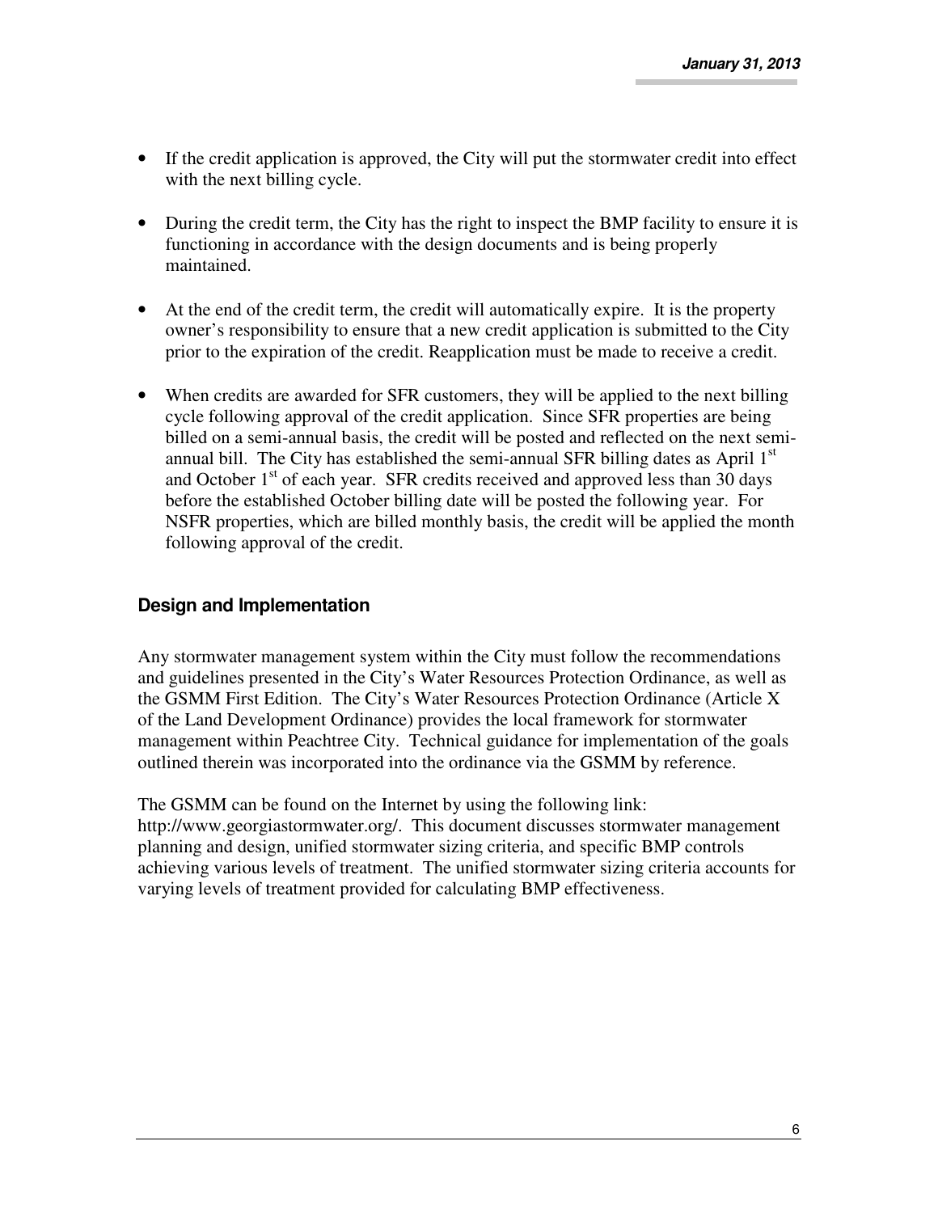- If the credit application is approved, the City will put the stormwater credit into effect with the next billing cycle.

- During the credit term, the City has the right to inspect the BMP facility to ensure it is functioning in accordance with the design documents and is being properly maintained.

- At the end of the credit term, the credit will automatically expire. It is the property owner's responsibility to ensure that a new credit application is submitted to the City prior to the expiration of the credit. Reapplication must be made to receive a credit.

- When credits are awarded for SFR customers, they will be applied to the next billing cycle following approval of the credit application. Since SFR properties are being billed on a semi-annual basis, the credit will be posted and reflected on the next semi-annual bill. The City has established the semi-annual SFR billing dates as April 1st and October 1st of each year. SFR credits received and approved less than 30 days before the established October billing date will be posted the following year. For NSFR properties, which are billed monthly basis, the credit will be applied the month following approval of the credit.

### Design and Implementation

Any stormwater management system within the City must follow the recommendations and guidelines presented in the City's Water Resources Protection Ordinance, as well as the GSMM First Edition. The City's Water Resources Protection Ordinance (Article X of the Land Development Ordinance) provides the local framework for stormwater management within Peachtree City. Technical guidance for implementation of the goals outlined therein was incorporated into the ordinance via the GSMM by reference.

The GSMM can be found on the Internet by using the following link: http://www.georgiastormwater.org/. This document discusses stormwater management planning and design, unified stormwater sizing criteria, and specific BMP controls achieving various levels of treatment. The unified stormwater sizing criteria accounts for varying levels of treatment provided for calculating BMP effectiveness.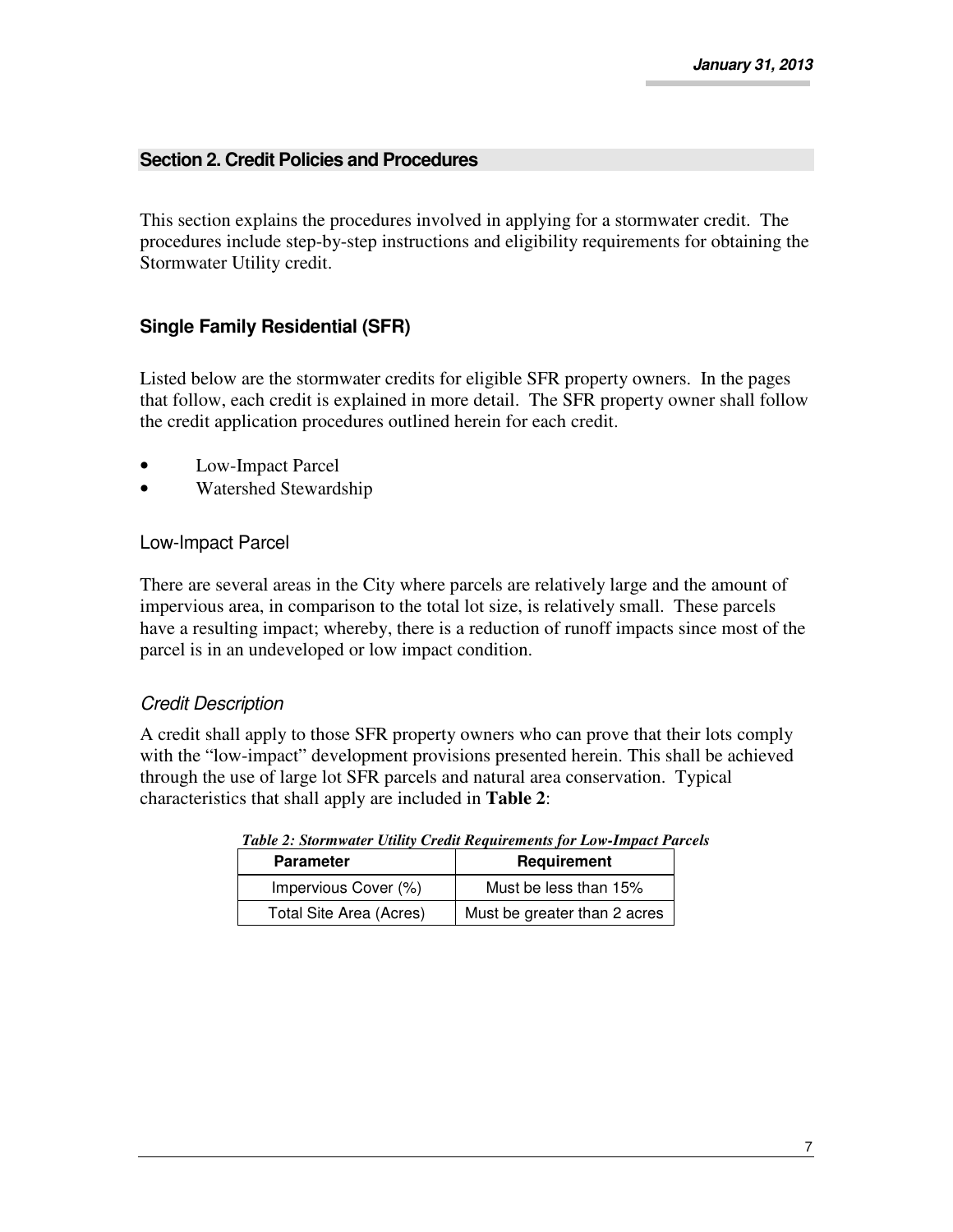## Section 2. Credit Policies and Procedures

This section explains the procedures involved in applying for a stormwater credit. The procedures include step-by-step instructions and eligibility requirements for obtaining the Stormwater Utility credit.

### Single Family Residential (SFR)

Listed below are the stormwater credits for eligible SFR property owners. In the pages that follow, each credit is explained in more detail. The SFR property owner shall follow the credit application procedures outlined herein for each credit.

- Low-Impact Parcel
- Watershed Stewardship

#### Low-Impact Parcel

There are several areas in the City where parcels are relatively large and the amount of impervious area, in comparison to the total lot size, is relatively small. These parcels have a resulting impact; whereby, there is a reduction of runoff impacts since most of the parcel is in an undeveloped or low impact condition.

##### *Credit Description*

A credit shall apply to those SFR property owners who can prove that their lots comply with the "low-impact" development provisions presented herein. This shall be achieved through the use of large lot SFR parcels and natural area conservation. Typical characteristics that shall apply are included in **Table 2**:

***Table 2: Stormwater Utility Credit Requirements for Low-Impact Parcels***

| Parameter | Requirement |
|---|---|
| Impervious Cover (%) | Must be less than 15% |
| Total Site Area (Acres) | Must be greater than 2 acres |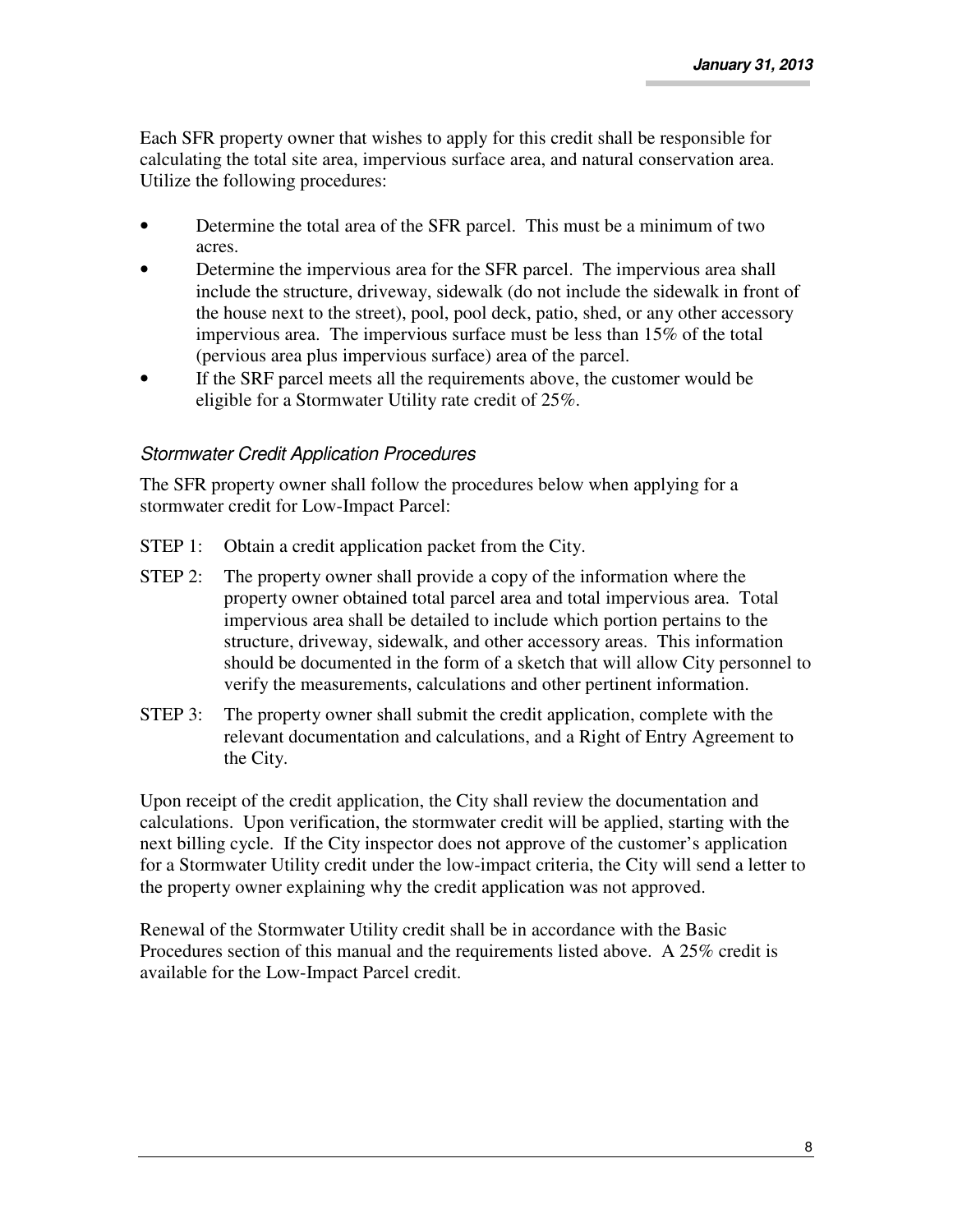Each SFR property owner that wishes to apply for this credit shall be responsible for calculating the total site area, impervious surface area, and natural conservation area. Utilize the following procedures:

- Determine the total area of the SFR parcel. This must be a minimum of two acres.
- Determine the impervious area for the SFR parcel. The impervious area shall include the structure, driveway, sidewalk (do not include the sidewalk in front of the house next to the street), pool, pool deck, patio, shed, or any other accessory impervious area. The impervious surface must be less than 15% of the total (pervious area plus impervious surface) area of the parcel.
- If the SRF parcel meets all the requirements above, the customer would be eligible for a Stormwater Utility rate credit of 25%.

### *Stormwater Credit Application Procedures*

The SFR property owner shall follow the procedures below when applying for a stormwater credit for Low-Impact Parcel:

STEP 1: Obtain a credit application packet from the City.

STEP 2: The property owner shall provide a copy of the information where the property owner obtained total parcel area and total impervious area. Total impervious area shall be detailed to include which portion pertains to the structure, driveway, sidewalk, and other accessory areas. This information should be documented in the form of a sketch that will allow City personnel to verify the measurements, calculations and other pertinent information.

STEP 3: The property owner shall submit the credit application, complete with the relevant documentation and calculations, and a Right of Entry Agreement to the City.

Upon receipt of the credit application, the City shall review the documentation and calculations. Upon verification, the stormwater credit will be applied, starting with the next billing cycle. If the City inspector does not approve of the customer's application for a Stormwater Utility credit under the low-impact criteria, the City will send a letter to the property owner explaining why the credit application was not approved.

Renewal of the Stormwater Utility credit shall be in accordance with the Basic Procedures section of this manual and the requirements listed above. A 25% credit is available for the Low-Impact Parcel credit.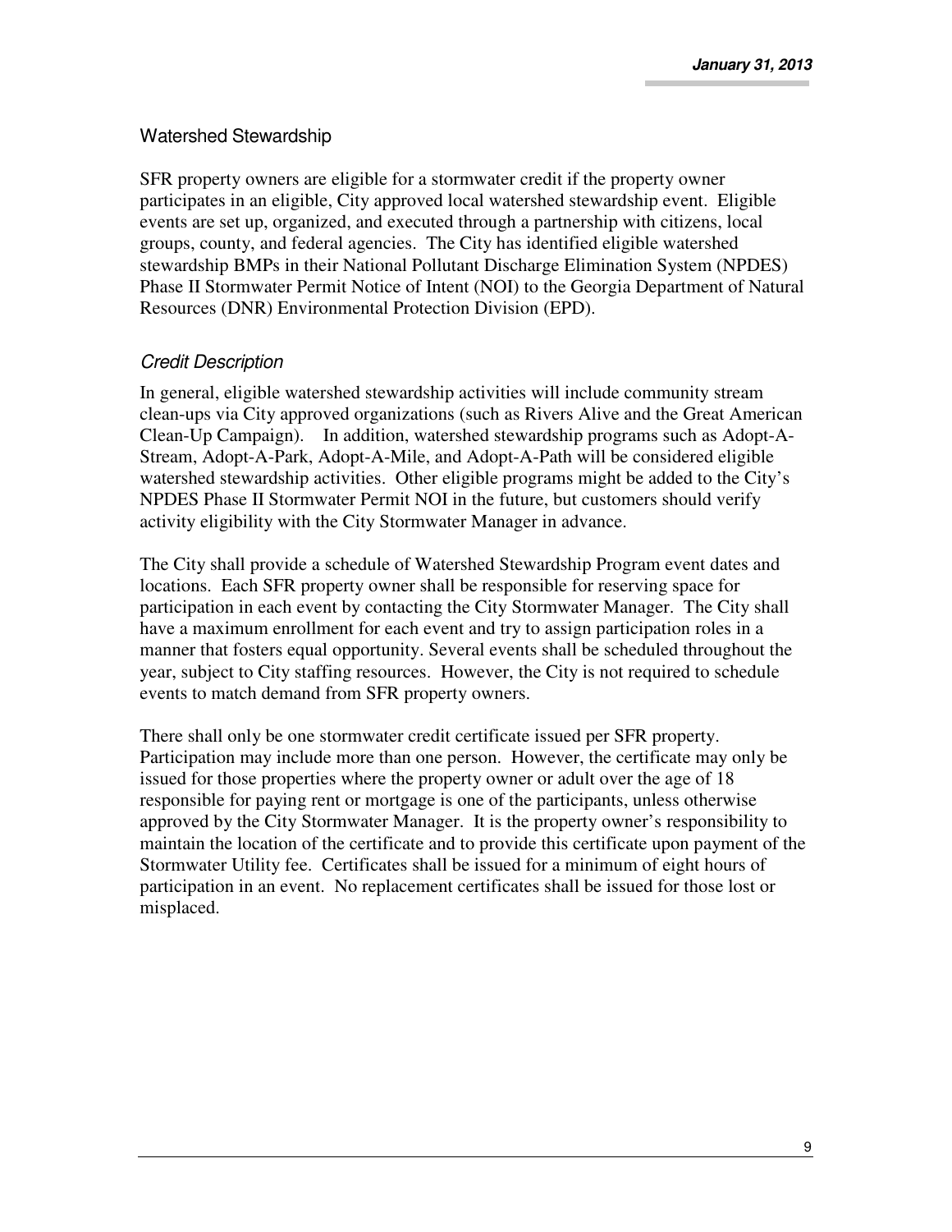## Watershed Stewardship

SFR property owners are eligible for a stormwater credit if the property owner participates in an eligible, City approved local watershed stewardship event. Eligible events are set up, organized, and executed through a partnership with citizens, local groups, county, and federal agencies. The City has identified eligible watershed stewardship BMPs in their National Pollutant Discharge Elimination System (NPDES) Phase II Stormwater Permit Notice of Intent (NOI) to the Georgia Department of Natural Resources (DNR) Environmental Protection Division (EPD).

### *Credit Description*

In general, eligible watershed stewardship activities will include community stream clean-ups via City approved organizations (such as Rivers Alive and the Great American Clean-Up Campaign). In addition, watershed stewardship programs such as Adopt-A-Stream, Adopt-A-Park, Adopt-A-Mile, and Adopt-A-Path will be considered eligible watershed stewardship activities. Other eligible programs might be added to the City's NPDES Phase II Stormwater Permit NOI in the future, but customers should verify activity eligibility with the City Stormwater Manager in advance.

The City shall provide a schedule of Watershed Stewardship Program event dates and locations. Each SFR property owner shall be responsible for reserving space for participation in each event by contacting the City Stormwater Manager. The City shall have a maximum enrollment for each event and try to assign participation roles in a manner that fosters equal opportunity. Several events shall be scheduled throughout the year, subject to City staffing resources. However, the City is not required to schedule events to match demand from SFR property owners.

There shall only be one stormwater credit certificate issued per SFR property. Participation may include more than one person. However, the certificate may only be issued for those properties where the property owner or adult over the age of 18 responsible for paying rent or mortgage is one of the participants, unless otherwise approved by the City Stormwater Manager. It is the property owner's responsibility to maintain the location of the certificate and to provide this certificate upon payment of the Stormwater Utility fee. Certificates shall be issued for a minimum of eight hours of participation in an event. No replacement certificates shall be issued for those lost or misplaced.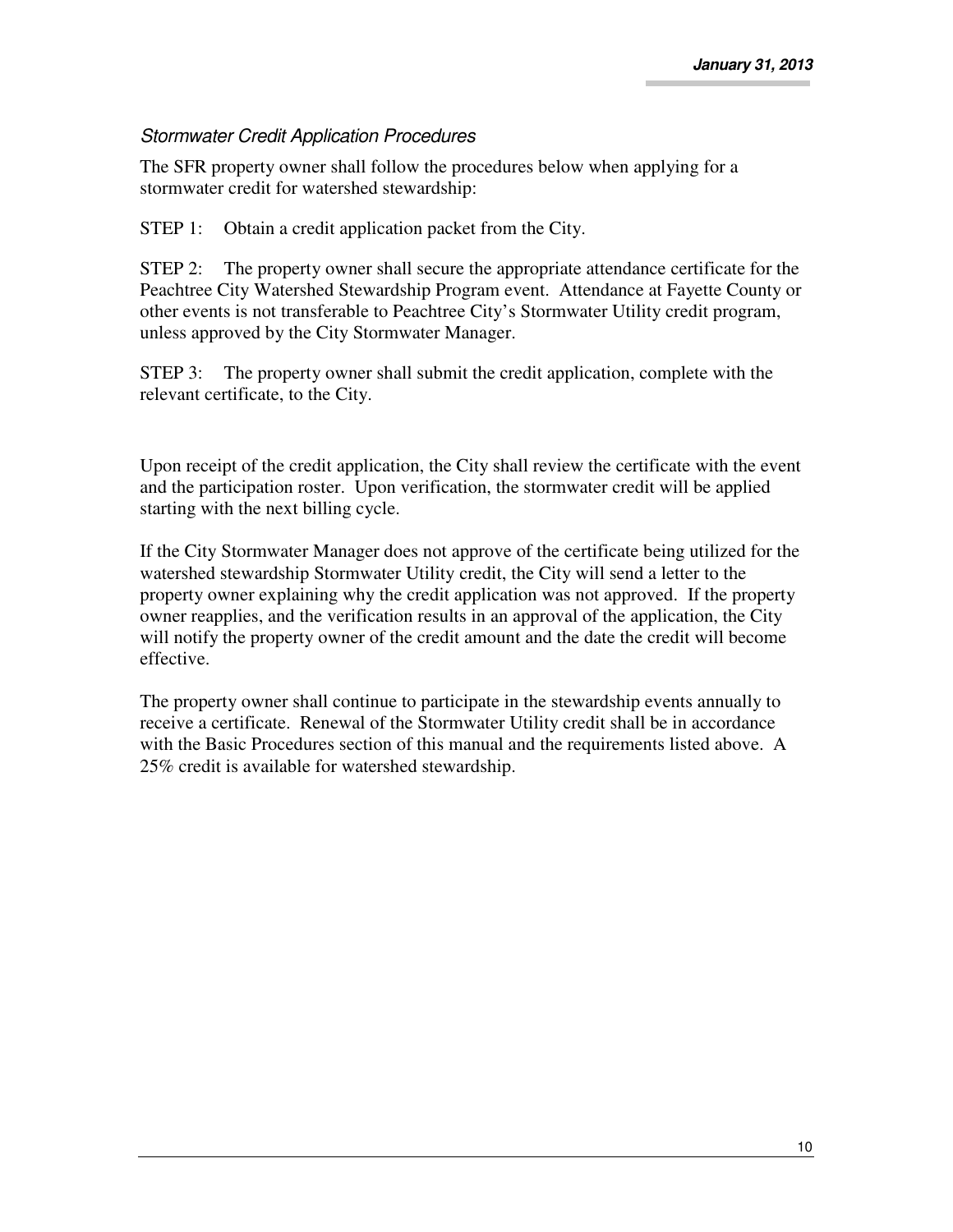*Stormwater Credit Application Procedures*

The SFR property owner shall follow the procedures below when applying for a stormwater credit for watershed stewardship:

STEP 1: Obtain a credit application packet from the City.

STEP 2: The property owner shall secure the appropriate attendance certificate for the Peachtree City Watershed Stewardship Program event. Attendance at Fayette County or other events is not transferable to Peachtree City's Stormwater Utility credit program, unless approved by the City Stormwater Manager.

STEP 3: The property owner shall submit the credit application, complete with the relevant certificate, to the City.

Upon receipt of the credit application, the City shall review the certificate with the event and the participation roster. Upon verification, the stormwater credit will be applied starting with the next billing cycle.

If the City Stormwater Manager does not approve of the certificate being utilized for the watershed stewardship Stormwater Utility credit, the City will send a letter to the property owner explaining why the credit application was not approved. If the property owner reapplies, and the verification results in an approval of the application, the City will notify the property owner of the credit amount and the date the credit will become effective.

The property owner shall continue to participate in the stewardship events annually to receive a certificate. Renewal of the Stormwater Utility credit shall be in accordance with the Basic Procedures section of this manual and the requirements listed above. A 25% credit is available for watershed stewardship.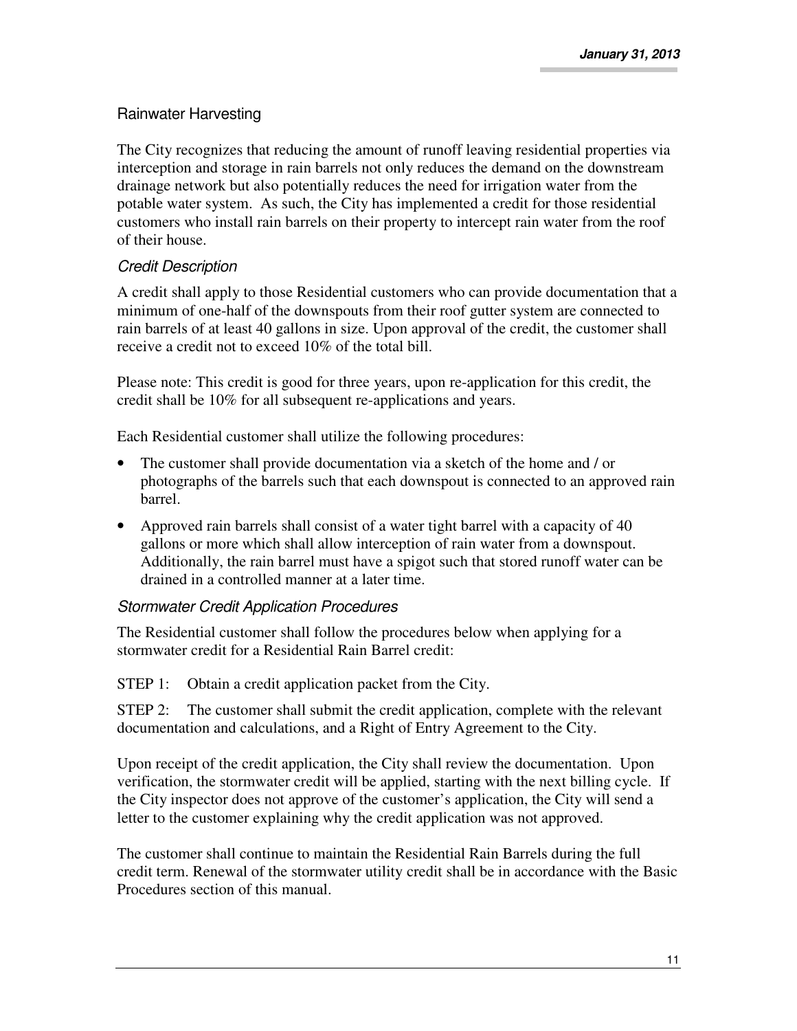## Rainwater Harvesting

The City recognizes that reducing the amount of runoff leaving residential properties via interception and storage in rain barrels not only reduces the demand on the downstream drainage network but also potentially reduces the need for irrigation water from the potable water system. As such, the City has implemented a credit for those residential customers who install rain barrels on their property to intercept rain water from the roof of their house.

### *Credit Description*

A credit shall apply to those Residential customers who can provide documentation that a minimum of one-half of the downspouts from their roof gutter system are connected to rain barrels of at least 40 gallons in size. Upon approval of the credit, the customer shall receive a credit not to exceed 10% of the total bill.

Please note: This credit is good for three years, upon re-application for this credit, the credit shall be 10% for all subsequent re-applications and years.

Each Residential customer shall utilize the following procedures:

- The customer shall provide documentation via a sketch of the home and / or photographs of the barrels such that each downspout is connected to an approved rain barrel.
- Approved rain barrels shall consist of a water tight barrel with a capacity of 40 gallons or more which shall allow interception of rain water from a downspout. Additionally, the rain barrel must have a spigot such that stored runoff water can be drained in a controlled manner at a later time.

### *Stormwater Credit Application Procedures*

The Residential customer shall follow the procedures below when applying for a stormwater credit for a Residential Rain Barrel credit:

STEP 1: Obtain a credit application packet from the City.

STEP 2: The customer shall submit the credit application, complete with the relevant documentation and calculations, and a Right of Entry Agreement to the City.

Upon receipt of the credit application, the City shall review the documentation. Upon verification, the stormwater credit will be applied, starting with the next billing cycle. If the City inspector does not approve of the customer's application, the City will send a letter to the customer explaining why the credit application was not approved.

The customer shall continue to maintain the Residential Rain Barrels during the full credit term. Renewal of the stormwater utility credit shall be in accordance with the Basic Procedures section of this manual.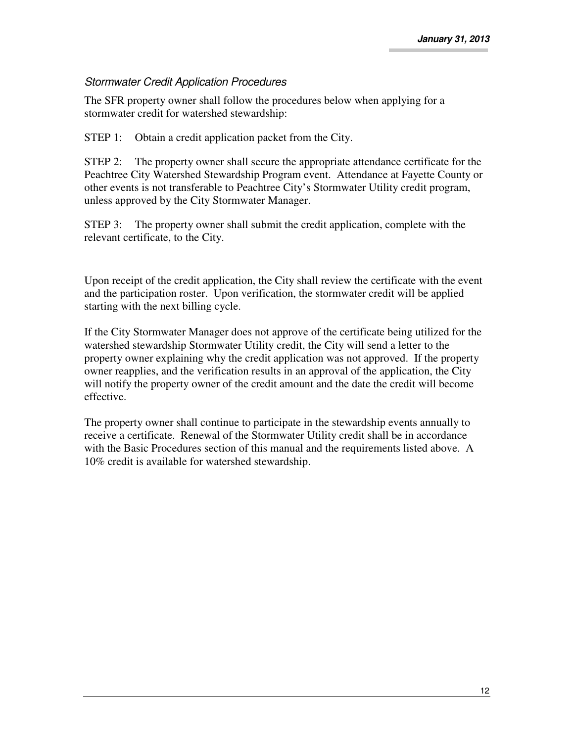### *Stormwater Credit Application Procedures*

The SFR property owner shall follow the procedures below when applying for a stormwater credit for watershed stewardship:

STEP 1: Obtain a credit application packet from the City.

STEP 2: The property owner shall secure the appropriate attendance certificate for the Peachtree City Watershed Stewardship Program event. Attendance at Fayette County or other events is not transferable to Peachtree City's Stormwater Utility credit program, unless approved by the City Stormwater Manager.

STEP 3: The property owner shall submit the credit application, complete with the relevant certificate, to the City.

Upon receipt of the credit application, the City shall review the certificate with the event and the participation roster. Upon verification, the stormwater credit will be applied starting with the next billing cycle.

If the City Stormwater Manager does not approve of the certificate being utilized for the watershed stewardship Stormwater Utility credit, the City will send a letter to the property owner explaining why the credit application was not approved. If the property owner reapplies, and the verification results in an approval of the application, the City will notify the property owner of the credit amount and the date the credit will become effective.

The property owner shall continue to participate in the stewardship events annually to receive a certificate. Renewal of the Stormwater Utility credit shall be in accordance with the Basic Procedures section of this manual and the requirements listed above. A 10% credit is available for watershed stewardship.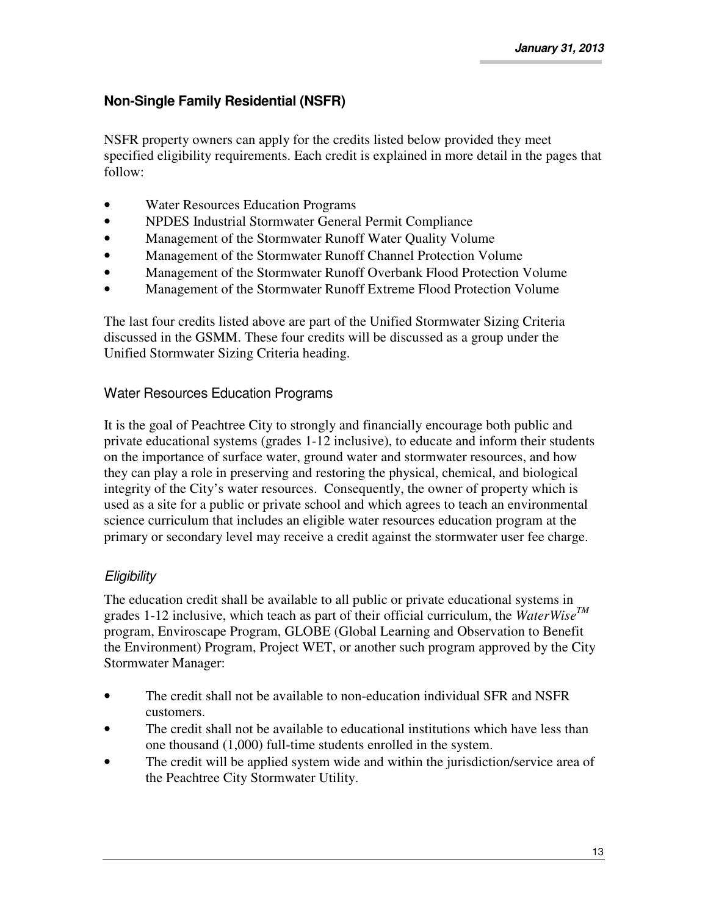## Non-Single Family Residential (NSFR)

NSFR property owners can apply for the credits listed below provided they meet specified eligibility requirements. Each credit is explained in more detail in the pages that follow:

- Water Resources Education Programs
- NPDES Industrial Stormwater General Permit Compliance
- Management of the Stormwater Runoff Water Quality Volume
- Management of the Stormwater Runoff Channel Protection Volume
- Management of the Stormwater Runoff Overbank Flood Protection Volume
- Management of the Stormwater Runoff Extreme Flood Protection Volume

The last four credits listed above are part of the Unified Stormwater Sizing Criteria discussed in the GSMM. These four credits will be discussed as a group under the Unified Stormwater Sizing Criteria heading.

### Water Resources Education Programs

It is the goal of Peachtree City to strongly and financially encourage both public and private educational systems (grades 1-12 inclusive), to educate and inform their students on the importance of surface water, ground water and stormwater resources, and how they can play a role in preserving and restoring the physical, chemical, and biological integrity of the City's water resources. Consequently, the owner of property which is used as a site for a public or private school and which agrees to teach an environmental science curriculum that includes an eligible water resources education program at the primary or secondary level may receive a credit against the stormwater user fee charge.

#### *Eligibility*

The education credit shall be available to all public or private educational systems in grades 1-12 inclusive, which teach as part of their official curriculum, the *WaterWise™* program, Enviroscape Program, GLOBE (Global Learning and Observation to Benefit the Environment) Program, Project WET, or another such program approved by the City Stormwater Manager:

- The credit shall not be available to non-education individual SFR and NSFR customers.
- The credit shall not be available to educational institutions which have less than one thousand (1,000) full-time students enrolled in the system.
- The credit will be applied system wide and within the jurisdiction/service area of the Peachtree City Stormwater Utility.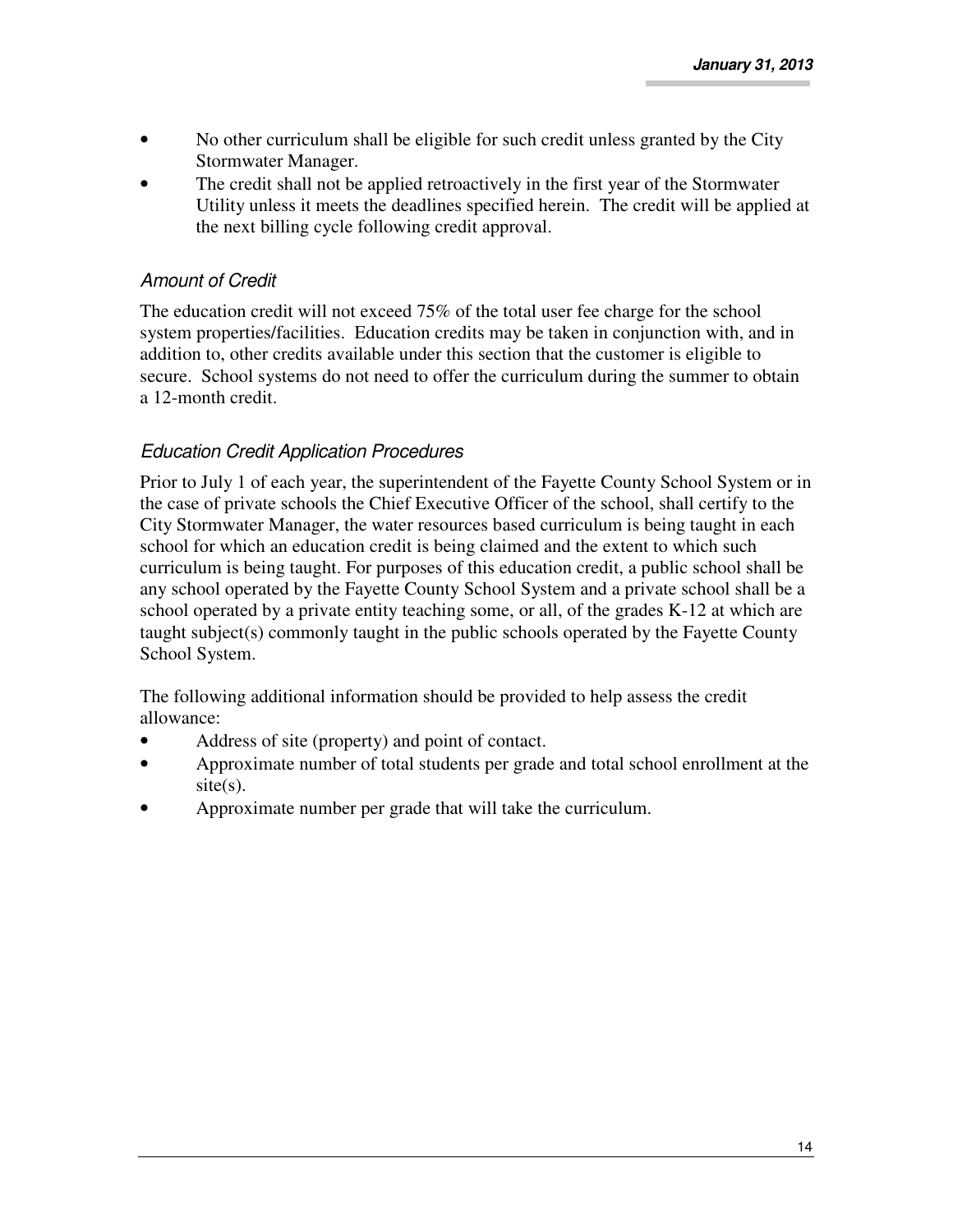- No other curriculum shall be eligible for such credit unless granted by the City Stormwater Manager.
- The credit shall not be applied retroactively in the first year of the Stormwater Utility unless it meets the deadlines specified herein. The credit will be applied at the next billing cycle following credit approval.

### *Amount of Credit*

The education credit will not exceed 75% of the total user fee charge for the school system properties/facilities. Education credits may be taken in conjunction with, and in addition to, other credits available under this section that the customer is eligible to secure. School systems do not need to offer the curriculum during the summer to obtain a 12-month credit.

### *Education Credit Application Procedures*

Prior to July 1 of each year, the superintendent of the Fayette County School System or in the case of private schools the Chief Executive Officer of the school, shall certify to the City Stormwater Manager, the water resources based curriculum is being taught in each school for which an education credit is being claimed and the extent to which such curriculum is being taught. For purposes of this education credit, a public school shall be any school operated by the Fayette County School System and a private school shall be a school operated by a private entity teaching some, or all, of the grades K-12 at which are taught subject(s) commonly taught in the public schools operated by the Fayette County School System.

The following additional information should be provided to help assess the credit allowance:

- Address of site (property) and point of contact.
- Approximate number of total students per grade and total school enrollment at the site(s).
- Approximate number per grade that will take the curriculum.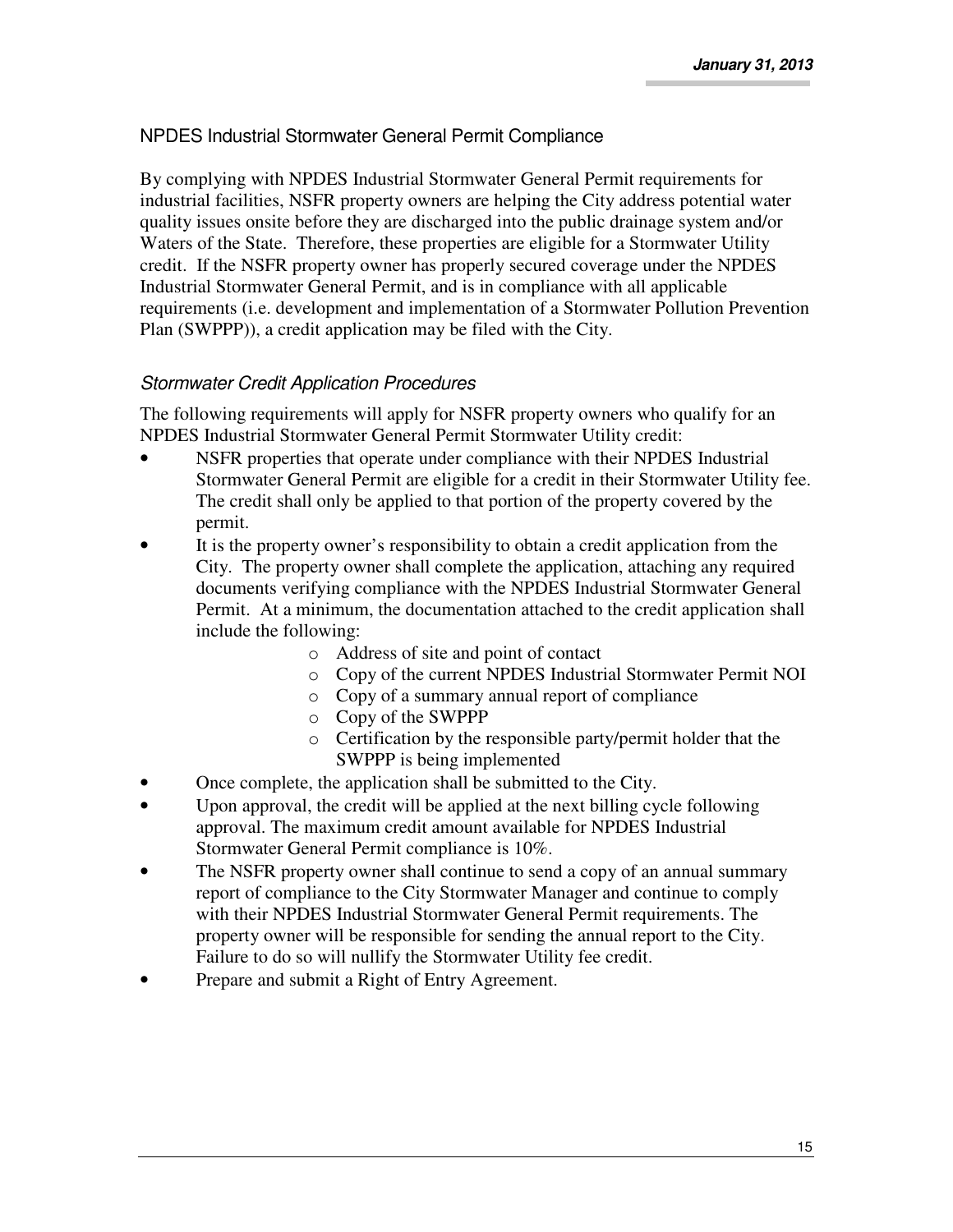## NPDES Industrial Stormwater General Permit Compliance

By complying with NPDES Industrial Stormwater General Permit requirements for industrial facilities, NSFR property owners are helping the City address potential water quality issues onsite before they are discharged into the public drainage system and/or Waters of the State. Therefore, these properties are eligible for a Stormwater Utility credit. If the NSFR property owner has properly secured coverage under the NPDES Industrial Stormwater General Permit, and is in compliance with all applicable requirements (i.e. development and implementation of a Stormwater Pollution Prevention Plan (SWPPP)), a credit application may be filed with the City.

### *Stormwater Credit Application Procedures*

The following requirements will apply for NSFR property owners who qualify for an NPDES Industrial Stormwater General Permit Stormwater Utility credit:

- NSFR properties that operate under compliance with their NPDES Industrial Stormwater General Permit are eligible for a credit in their Stormwater Utility fee. The credit shall only be applied to that portion of the property covered by the permit.
- It is the property owner's responsibility to obtain a credit application from the City. The property owner shall complete the application, attaching any required documents verifying compliance with the NPDES Industrial Stormwater General Permit. At a minimum, the documentation attached to the credit application shall include the following:
  - Address of site and point of contact
  - Copy of the current NPDES Industrial Stormwater Permit NOI
  - Copy of a summary annual report of compliance
  - Copy of the SWPPP
  - Certification by the responsible party/permit holder that the SWPPP is being implemented
- Once complete, the application shall be submitted to the City.
- Upon approval, the credit will be applied at the next billing cycle following approval. The maximum credit amount available for NPDES Industrial Stormwater General Permit compliance is 10%.
- The NSFR property owner shall continue to send a copy of an annual summary report of compliance to the City Stormwater Manager and continue to comply with their NPDES Industrial Stormwater General Permit requirements. The property owner will be responsible for sending the annual report to the City. Failure to do so will nullify the Stormwater Utility fee credit.
- Prepare and submit a Right of Entry Agreement.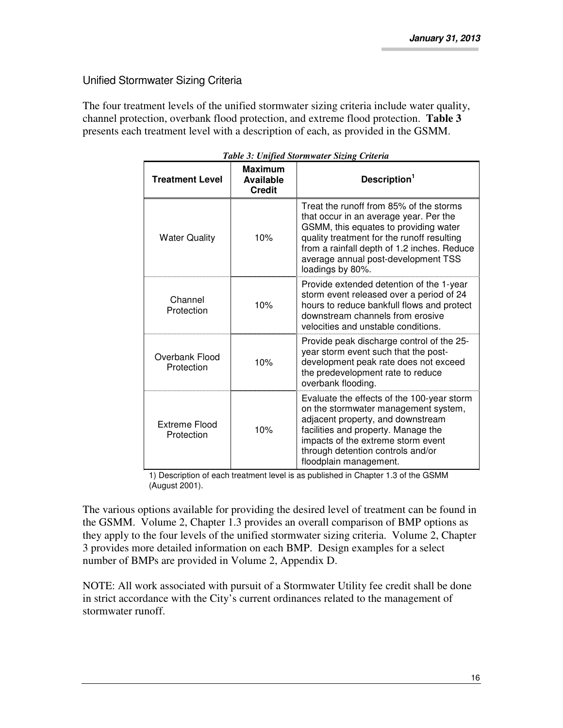## Unified Stormwater Sizing Criteria

The four treatment levels of the unified stormwater sizing criteria include water quality, channel protection, overbank flood protection, and extreme flood protection. **Table 3** presents each treatment level with a description of each, as provided in the GSMM.

***Table 3: Unified Stormwater Sizing Criteria***

| Treatment Level | Maximum Available Credit | Description[1] |
|---|---|---|
| Water Quality | 10% | Treat the runoff from 85% of the storms that occur in an average year. Per the GSMM, this equates to providing water quality treatment for the runoff resulting from a rainfall depth of 1.2 inches. Reduce average annual post-development TSS loadings by 80%. |
| Channel Protection | 10% | Provide extended detention of the 1-year storm event released over a period of 24 hours to reduce bankfull flows and protect downstream channels from erosive velocities and unstable conditions. |
| Overbank Flood Protection | 10% | Provide peak discharge control of the 25-year storm event such that the post-development peak rate does not exceed the predevelopment rate to reduce overbank flooding. |
| Extreme Flood Protection | 10% | Evaluate the effects of the 100-year storm on the stormwater management system, adjacent property, and downstream facilities and property. Manage the impacts of the extreme storm event through detention controls and/or floodplain management. |

1) Description of each treatment level is as published in Chapter 1.3 of the GSMM (August 2001).

The various options available for providing the desired level of treatment can be found in the GSMM. Volume 2, Chapter 1.3 provides an overall comparison of BMP options as they apply to the four levels of the unified stormwater sizing criteria. Volume 2, Chapter 3 provides more detailed information on each BMP. Design examples for a select number of BMPs are provided in Volume 2, Appendix D.

NOTE: All work associated with pursuit of a Stormwater Utility fee credit shall be done in strict accordance with the City's current ordinances related to the management of stormwater runoff.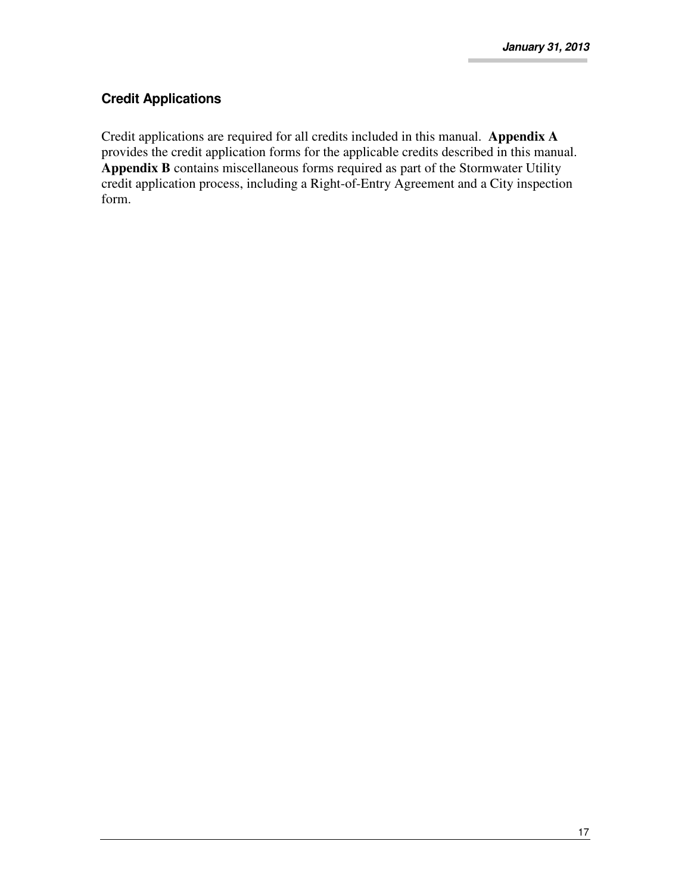### Credit Applications

Credit applications are required for all credits included in this manual. **Appendix A** provides the credit application forms for the applicable credits described in this manual. **Appendix B** contains miscellaneous forms required as part of the Stormwater Utility credit application process, including a Right-of-Entry Agreement and a City inspection form.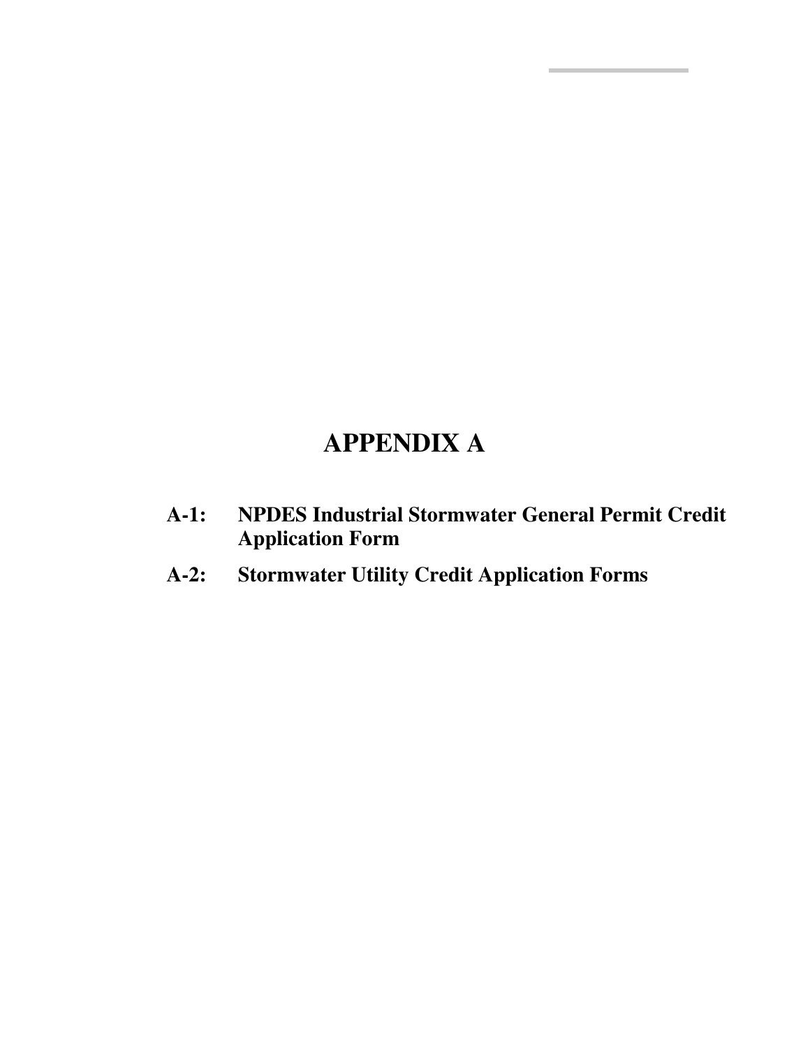# APPENDIX A

**A-1: NPDES Industrial Stormwater General Permit Credit Application Form**

**A-2: Stormwater Utility Credit Application Forms**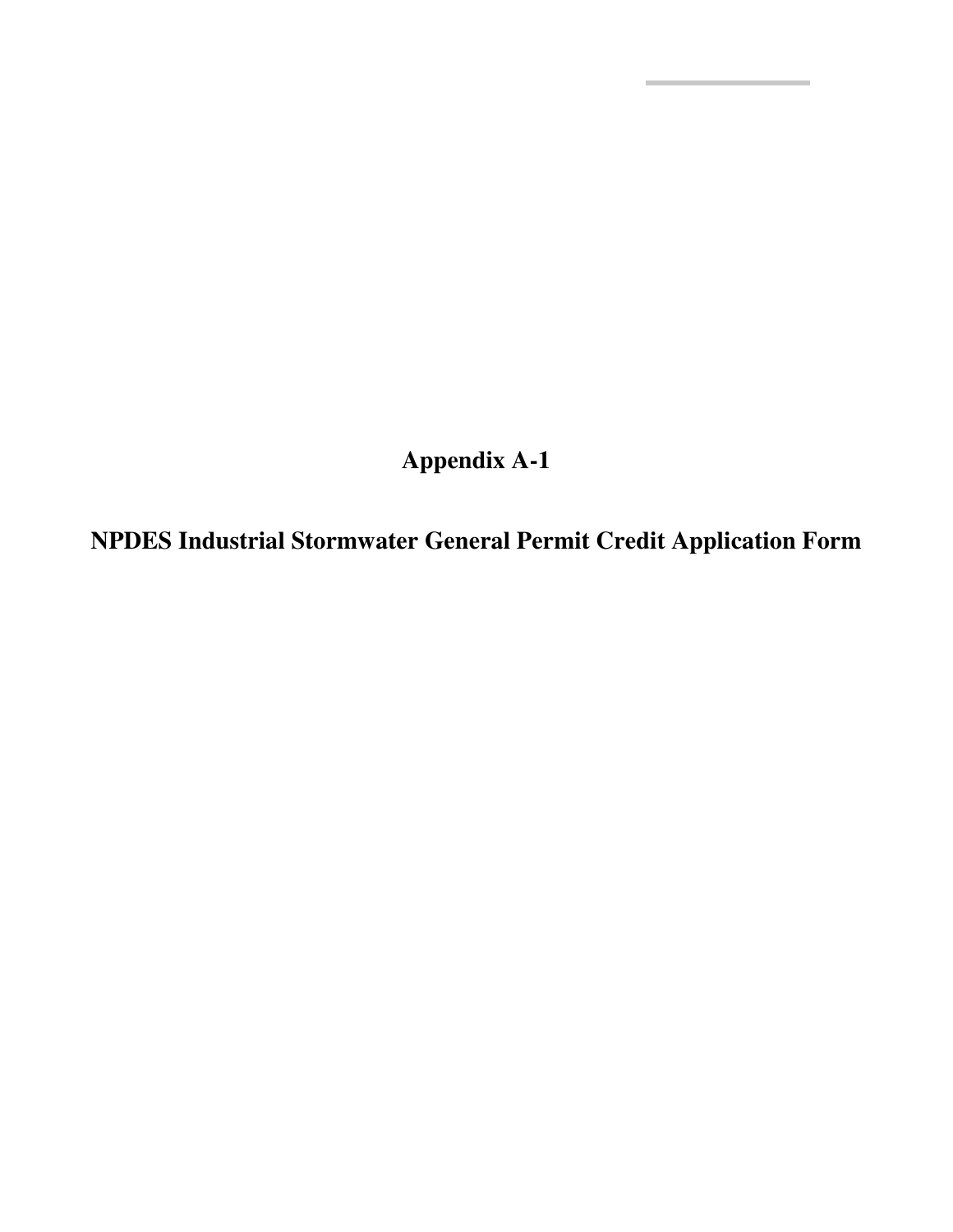# Appendix A-1

# NPDES Industrial Stormwater General Permit Credit Application Form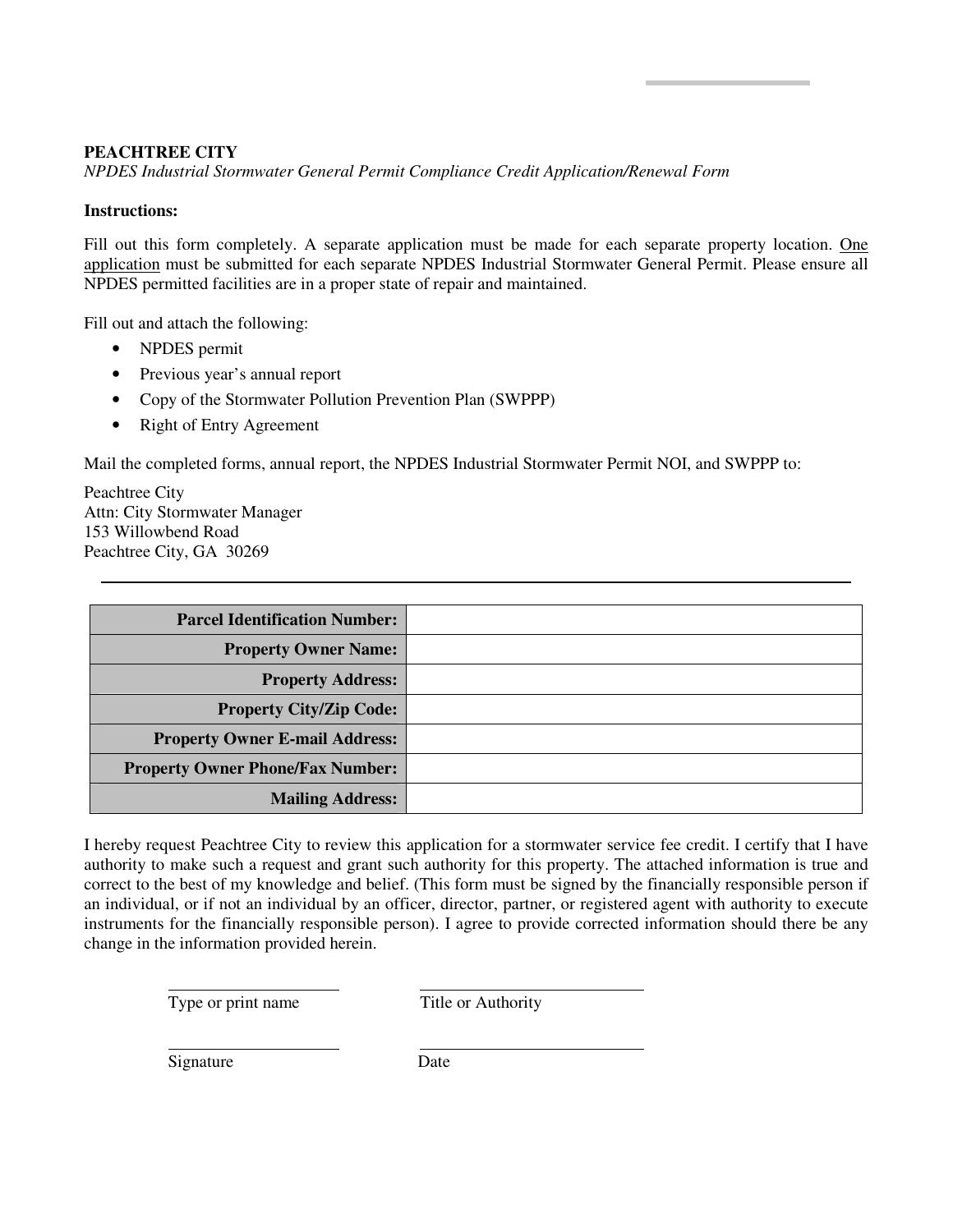**PEACHTREE CITY**

*NPDES Industrial Stormwater General Permit Compliance Credit Application/Renewal Form*

**Instructions:**

Fill out this form completely. A separate application must be made for each separate property location. One application must be submitted for each separate NPDES Industrial Stormwater General Permit. Please ensure all NPDES permitted facilities are in a proper state of repair and maintained.

Fill out and attach the following:

- NPDES permit
- Previous year's annual report
- Copy of the Stormwater Pollution Prevention Plan (SWPPP)
- Right of Entry Agreement

Mail the completed forms, annual report, the NPDES Industrial Stormwater Permit NOI, and SWPPP to:

Peachtree City
Attn: City Stormwater Manager
153 Willowbend Road
Peachtree City, GA 30269

---

| | |
|---|---|
| **Parcel Identification Number:** | |
| **Property Owner Name:** | |
| **Property Address:** | |
| **Property City/Zip Code:** | |
| **Property Owner E-mail Address:** | |
| **Property Owner Phone/Fax Number:** | |
| **Mailing Address:** | |

I hereby request Peachtree City to review this application for a stormwater service fee credit. I certify that I have authority to make such a request and grant such authority for this property. The attached information is true and correct to the best of my knowledge and belief. (This form must be signed by the financially responsible person if an individual, or if not an individual by an officer, director, partner, or registered agent with authority to execute instruments for the financially responsible person). I agree to provide corrected information should there be any change in the information provided herein.

\_\_\_\_\_\_\_\_\_\_\_\_\_\_\_\_\_\_\_\_ \_\_\_\_\_\_\_\_\_\_\_\_\_\_\_\_\_\_\_\_
Type or print name Title or Authority

\_\_\_\_\_\_\_\_\_\_\_\_\_\_\_\_\_\_\_\_ \_\_\_\_\_\_\_\_\_\_\_\_\_\_\_\_\_\_\_\_
Signature Date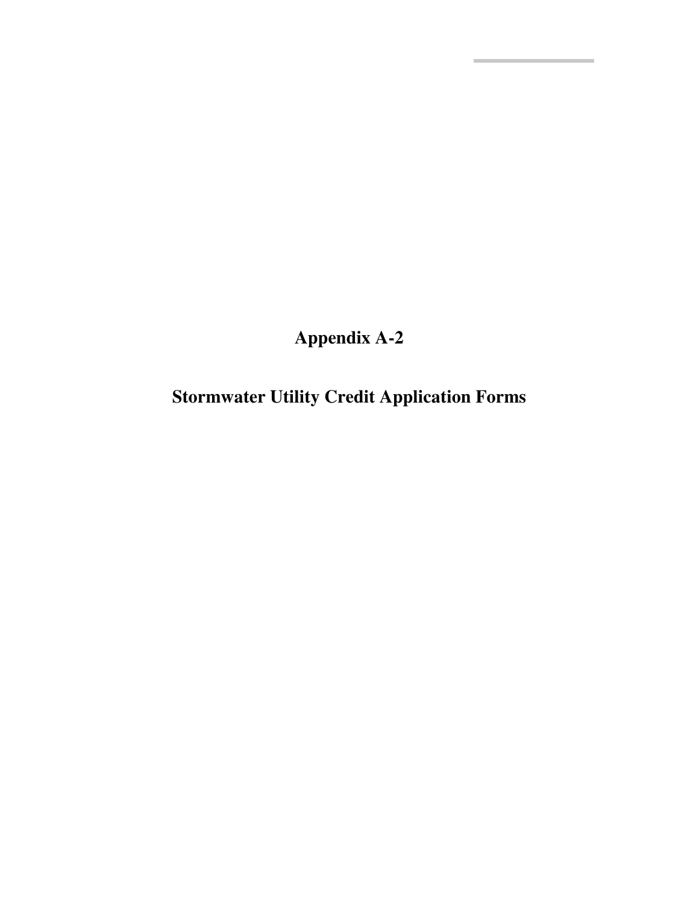# Appendix A-2

# Stormwater Utility Credit Application Forms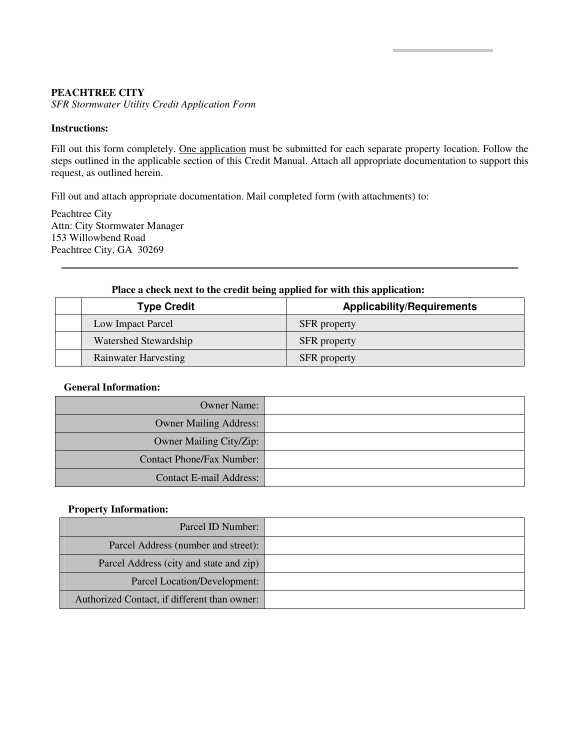**PEACHTREE CITY**

*SFR Stormwater Utility Credit Application Form*

**Instructions:**

Fill out this form completely. One application must be submitted for each separate property location. Follow the steps outlined in the applicable section of this Credit Manual. Attach all appropriate documentation to support this request, as outlined herein.

Fill out and attach appropriate documentation. Mail completed form (with attachments) to:

Peachtree City
Attn: City Stormwater Manager
153 Willowbend Road
Peachtree City, GA 30269

---

**Place a check next to the credit being applied for with this application:**

| | Type Credit | Applicability/Requirements |
|---|---|---|
| | Low Impact Parcel | SFR property |
| | Watershed Stewardship | SFR property |
| | Rainwater Harvesting | SFR property |

**General Information:**

| | |
|---|---|
| Owner Name: | |
| Owner Mailing Address: | |
| Owner Mailing City/Zip: | |
| Contact Phone/Fax Number: | |
| Contact E-mail Address: | |

**Property Information:**

| | |
|---|---|
| Parcel ID Number: | |
| Parcel Address (number and street): | |
| Parcel Address (city and state and zip) | |
| Parcel Location/Development: | |
| Authorized Contact, if different than owner: | |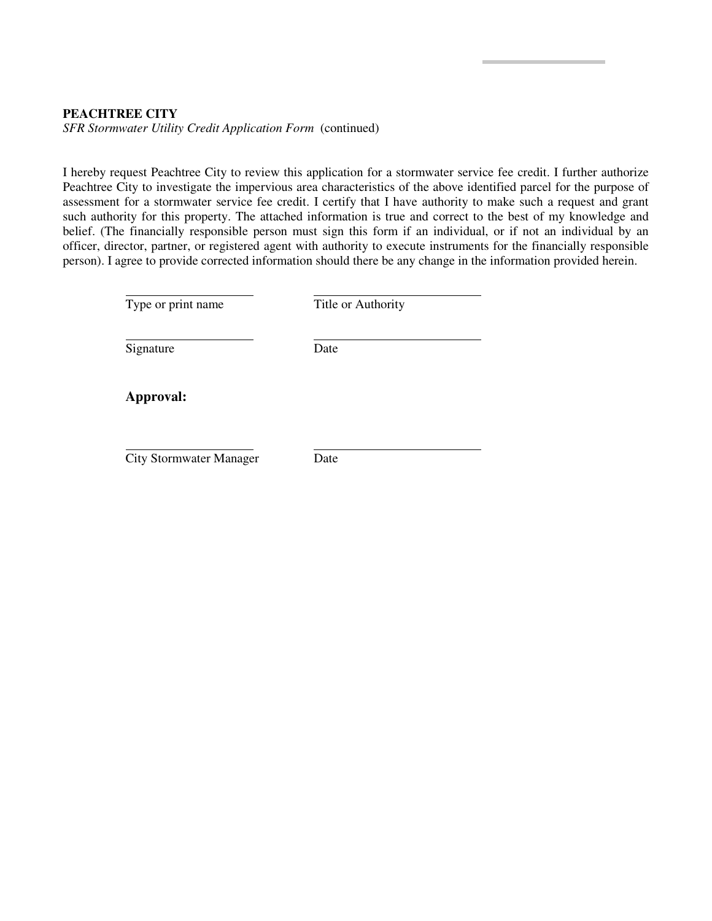**PEACHTREE CITY**
*SFR Stormwater Utility Credit Application Form* (continued)

I hereby request Peachtree City to review this application for a stormwater service fee credit. I further authorize Peachtree City to investigate the impervious area characteristics of the above identified parcel for the purpose of assessment for a stormwater service fee credit. I certify that I have authority to make such a request and grant such authority for this property. The attached information is true and correct to the best of my knowledge and belief. (The financially responsible person must sign this form if an individual, or if not an individual by an officer, director, partner, or registered agent with authority to execute instruments for the financially responsible person). I agree to provide corrected information should there be any change in the information provided herein.

| | |
|---|---|
| \_\_\_\_\_\_\_\_\_\_\_\_\_\_\_\_\_\_\_\_ | \_\_\_\_\_\_\_\_\_\_\_\_\_\_\_\_\_\_\_\_\_\_\_\_\_\_ |
| Type or print name | Title or Authority |
| \_\_\_\_\_\_\_\_\_\_\_\_\_\_\_\_\_\_\_\_ | \_\_\_\_\_\_\_\_\_\_\_\_\_\_\_\_\_\_\_\_\_\_\_\_\_\_ |
| Signature | Date |

**Approval:**

| | |
|---|---|
| \_\_\_\_\_\_\_\_\_\_\_\_\_\_\_\_\_\_\_\_ | \_\_\_\_\_\_\_\_\_\_\_\_\_\_\_\_\_\_\_\_\_\_\_\_\_\_ |
| City Stormwater Manager | Date |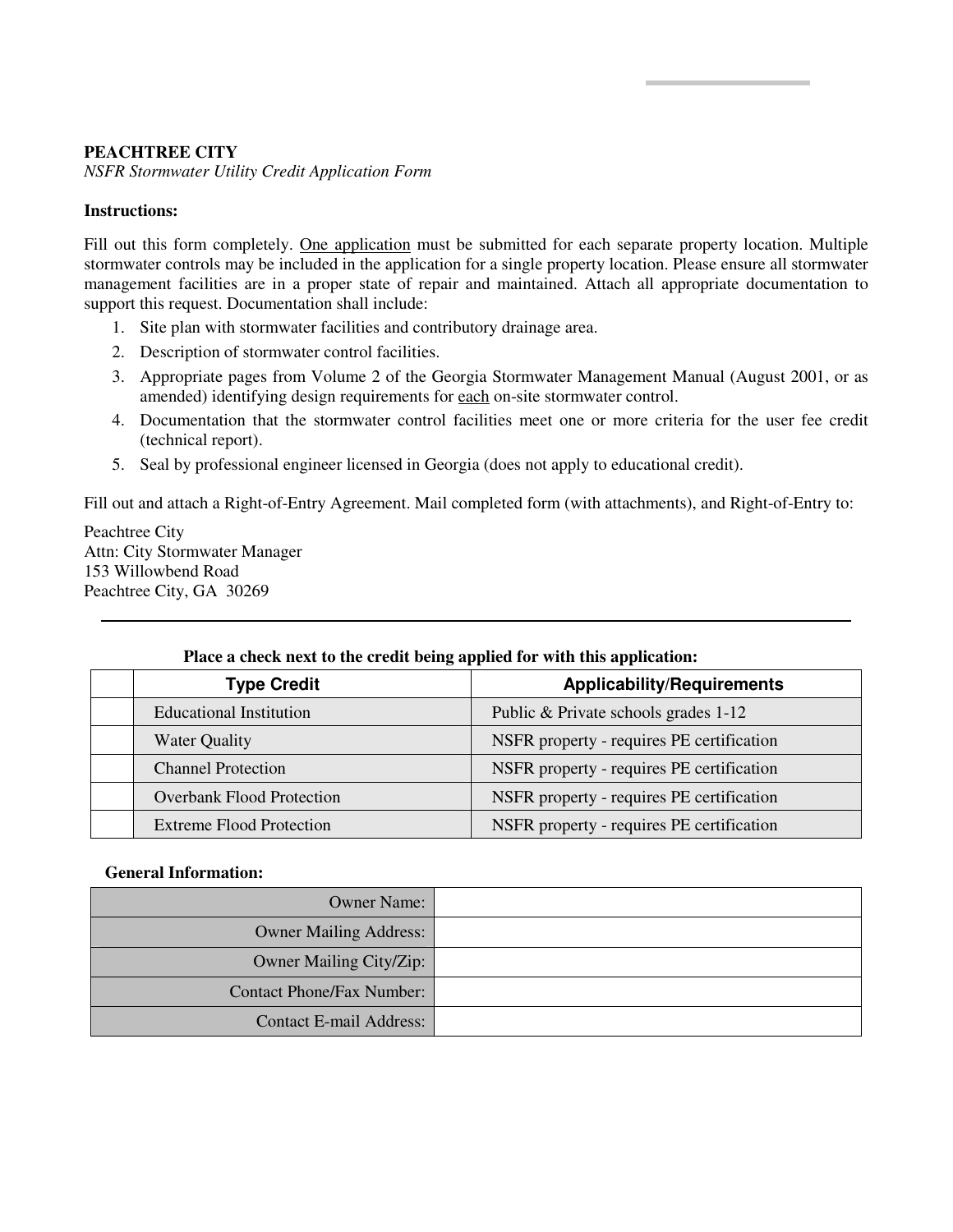**PEACHTREE CITY**

*NSFR Stormwater Utility Credit Application Form*

**Instructions:**

Fill out this form completely. One application must be submitted for each separate property location. Multiple stormwater controls may be included in the application for a single property location. Please ensure all stormwater management facilities are in a proper state of repair and maintained. Attach all appropriate documentation to support this request. Documentation shall include:

1. Site plan with stormwater facilities and contributory drainage area.
2. Description of stormwater control facilities.
3. Appropriate pages from Volume 2 of the Georgia Stormwater Management Manual (August 2001, or as amended) identifying design requirements for each on-site stormwater control.
4. Documentation that the stormwater control facilities meet one or more criteria for the user fee credit (technical report).
5. Seal by professional engineer licensed in Georgia (does not apply to educational credit).

Fill out and attach a Right-of-Entry Agreement. Mail completed form (with attachments), and Right-of-Entry to:

Peachtree City
Attn: City Stormwater Manager
153 Willowbend Road
Peachtree City, GA 30269

---

**Place a check next to the credit being applied for with this application:**

| | Type Credit | Applicability/Requirements |
|---|---|---|
| | Educational Institution | Public & Private schools grades 1-12 |
| | Water Quality | NSFR property - requires PE certification |
| | Channel Protection | NSFR property - requires PE certification |
| | Overbank Flood Protection | NSFR property - requires PE certification |
| | Extreme Flood Protection | NSFR property - requires PE certification |

**General Information:**

| | |
|---|---|
| Owner Name: | |
| Owner Mailing Address: | |
| Owner Mailing City/Zip: | |
| Contact Phone/Fax Number: | |
| Contact E-mail Address: | |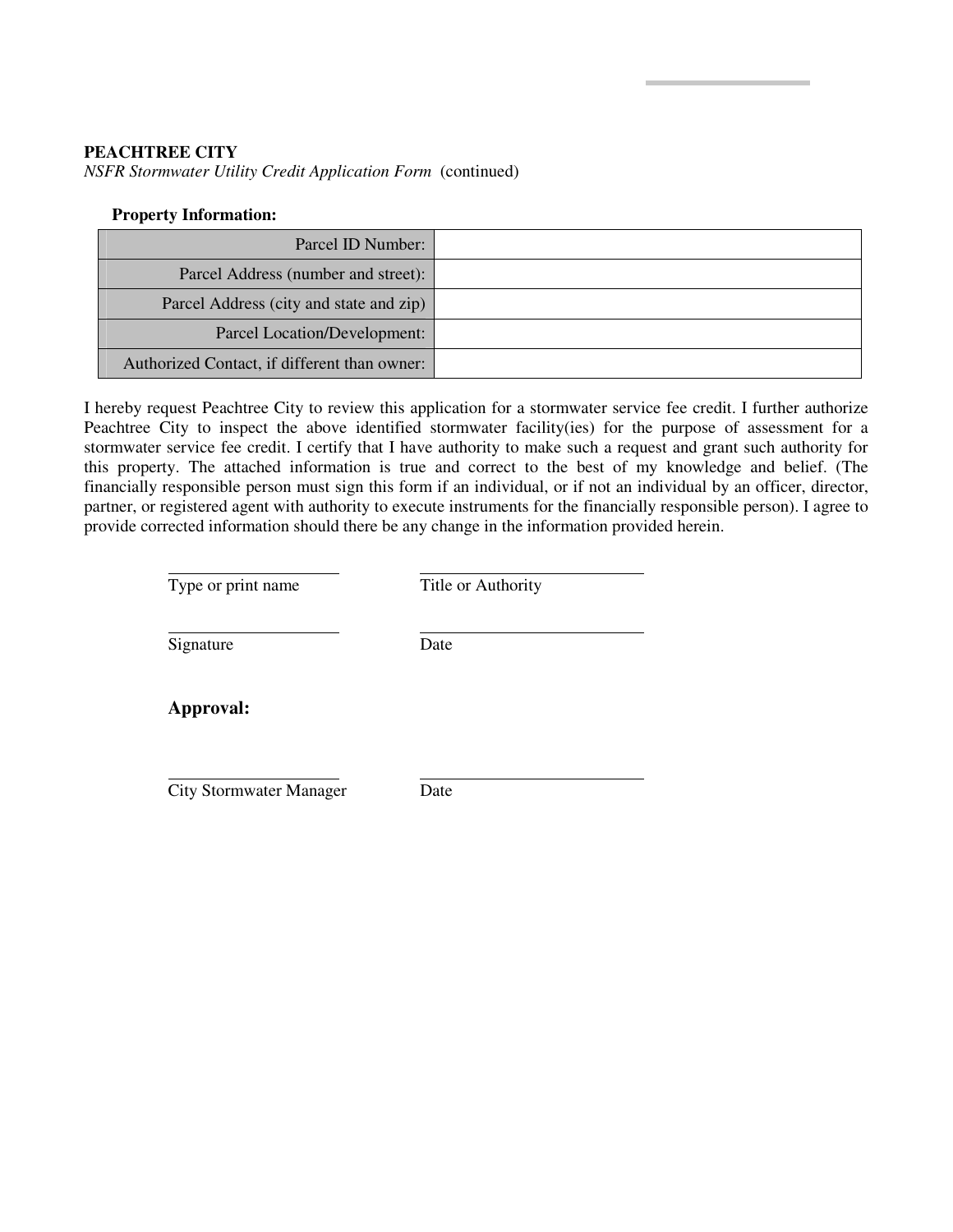**PEACHTREE CITY**
*NSFR Stormwater Utility Credit Application Form* (continued)

**Property Information:**

| | |
|---|---|
| Parcel ID Number: | |
| Parcel Address (number and street): | |
| Parcel Address (city and state and zip) | |
| Parcel Location/Development: | |
| Authorized Contact, if different than owner: | |

I hereby request Peachtree City to review this application for a stormwater service fee credit. I further authorize Peachtree City to inspect the above identified stormwater facility(ies) for the purpose of assessment for a stormwater service fee credit. I certify that I have authority to make such a request and grant such authority for this property. The attached information is true and correct to the best of my knowledge and belief. (The financially responsible person must sign this form if an individual, or if not an individual by an officer, director, partner, or registered agent with authority to execute instruments for the financially responsible person). I agree to provide corrected information should there be any change in the information provided herein.

\_\_\_\_\_\_\_\_\_\_\_\_\_\_\_\_\_\_\_\_ \_\_\_\_\_\_\_\_\_\_\_\_\_\_\_\_\_\_\_\_\_\_\_\_\_\_
Type or print name Title or Authority

\_\_\_\_\_\_\_\_\_\_\_\_\_\_\_\_\_\_\_\_ \_\_\_\_\_\_\_\_\_\_\_\_\_\_\_\_\_\_\_\_\_\_\_\_\_\_
Signature Date

**Approval:**

\_\_\_\_\_\_\_\_\_\_\_\_\_\_\_\_\_\_\_\_ \_\_\_\_\_\_\_\_\_\_\_\_\_\_\_\_\_\_\_\_\_\_\_\_\_\_
City Stormwater Manager Date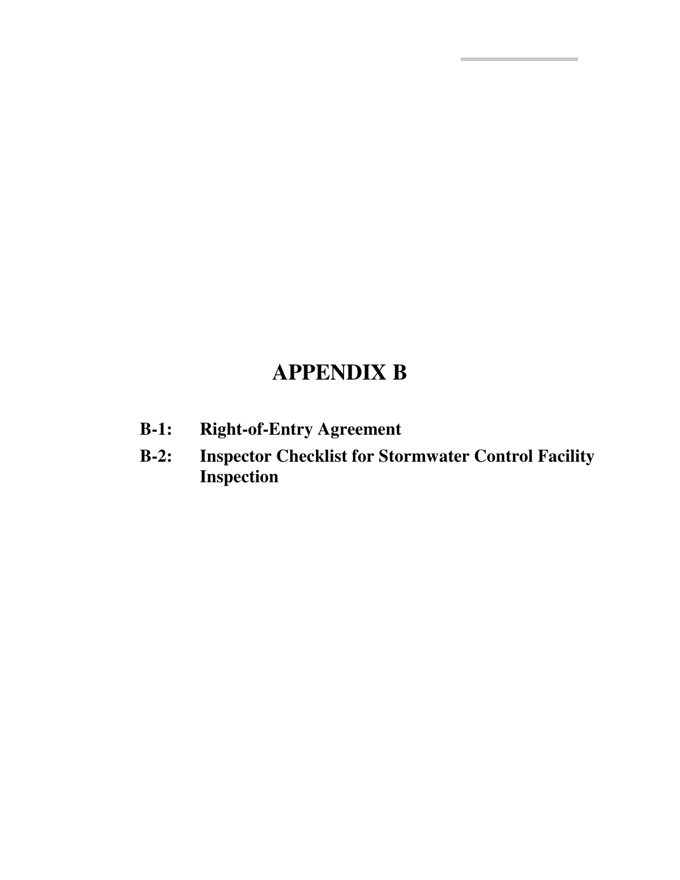# APPENDIX B

**B-1: Right-of-Entry Agreement**

**B-2: Inspector Checklist for Stormwater Control Facility Inspection**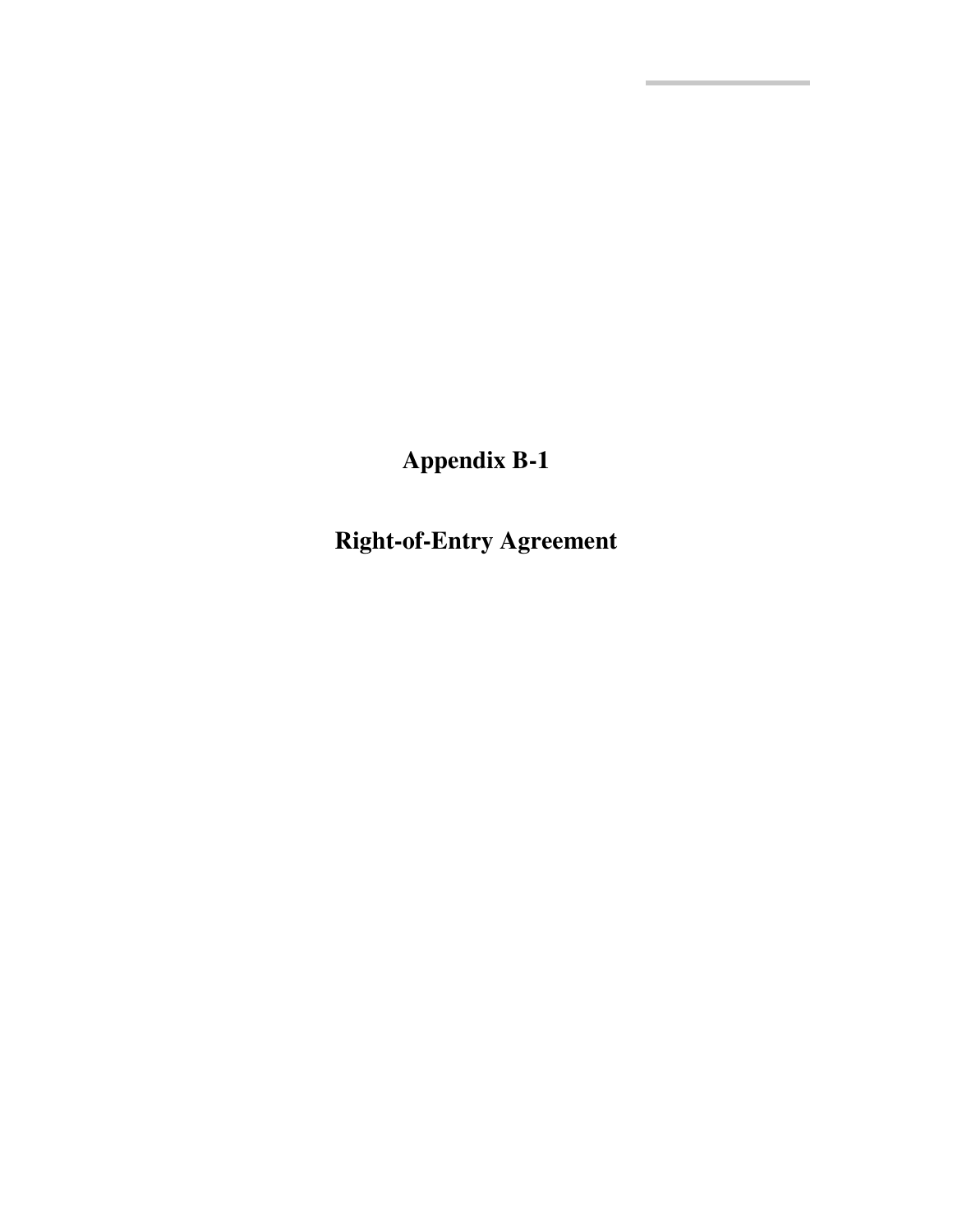# Appendix B-1

# Right-of-Entry Agreement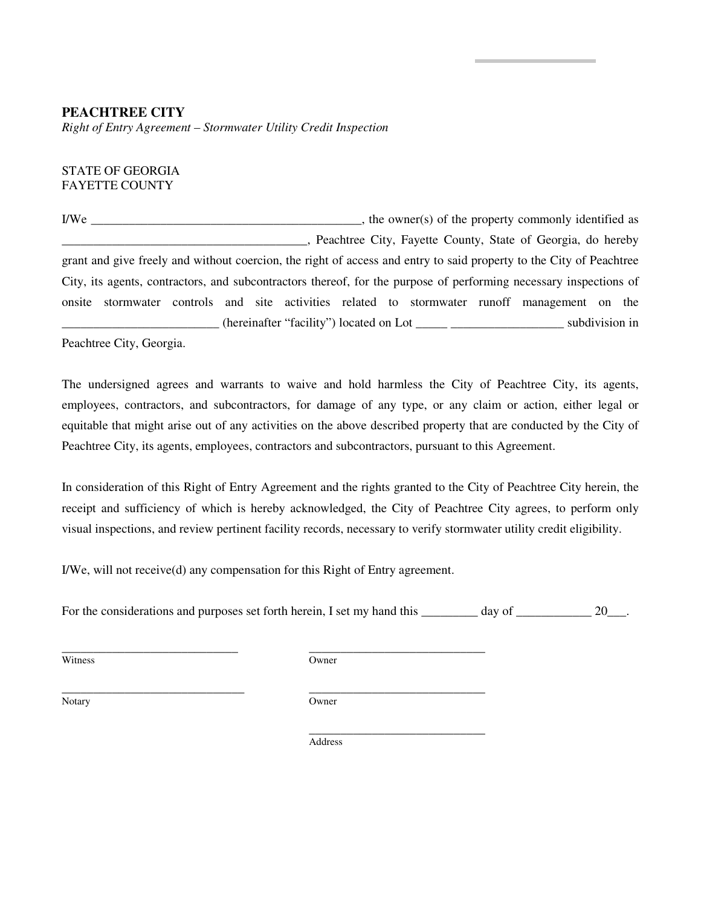**PEACHTREE CITY**

*Right of Entry Agreement – Stormwater Utility Credit Inspection*

STATE OF GEORGIA
FAYETTE COUNTY

I/We ___________________________________________, the owner(s) of the property commonly identified as ______________________________________, Peachtree City, Fayette County, State of Georgia, do hereby grant and give freely and without coercion, the right of access and entry to said property to the City of Peachtree City, its agents, contractors, and subcontractors thereof, for the purpose of performing necessary inspections of onsite stormwater controls and site activities related to stormwater runoff management on the ________________________ (hereinafter "facility") located on Lot _____ _________________ subdivision in Peachtree City, Georgia.

The undersigned agrees and warrants to waive and hold harmless the City of Peachtree City, its agents, employees, contractors, and subcontractors, for damage of any type, or any claim or action, either legal or equitable that might arise out of any activities on the above described property that are conducted by the City of Peachtree City, its agents, employees, contractors and subcontractors, pursuant to this Agreement.

In consideration of this Right of Entry Agreement and the rights granted to the City of Peachtree City herein, the receipt and sufficiency of which is hereby acknowledged, the City of Peachtree City agrees, to perform only visual inspections, and review pertinent facility records, necessary to verify stormwater utility credit eligibility.

I/We, will not receive(d) any compensation for this Right of Entry agreement.

For the considerations and purposes set forth herein, I set my hand this _________ day of ____________ 20___.

_____________________________ Witness

_____________________________ Owner

_____________________________ Notary

_____________________________ Owner

_____________________________ Address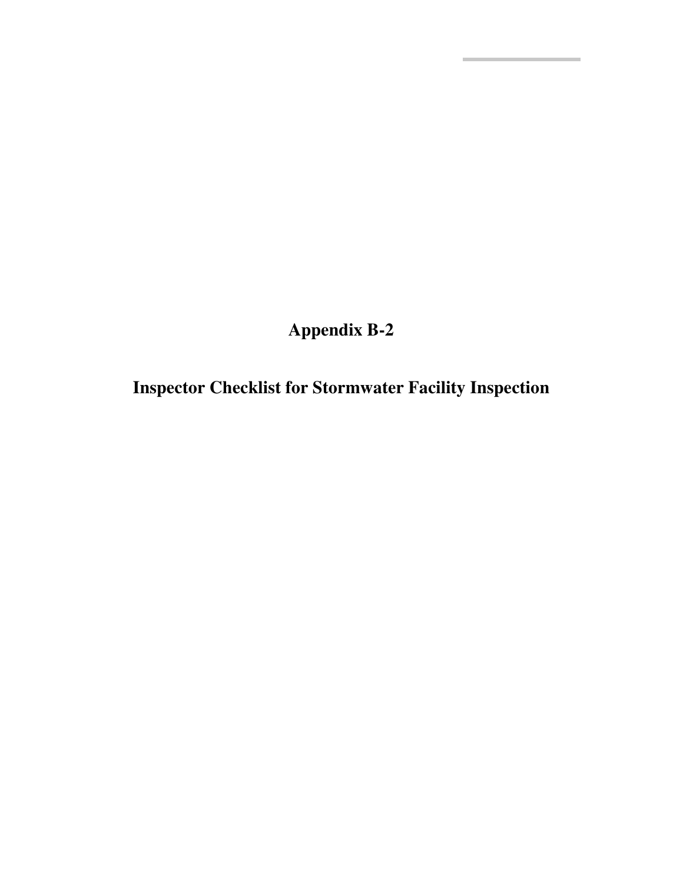# Appendix B-2

# Inspector Checklist for Stormwater Facility Inspection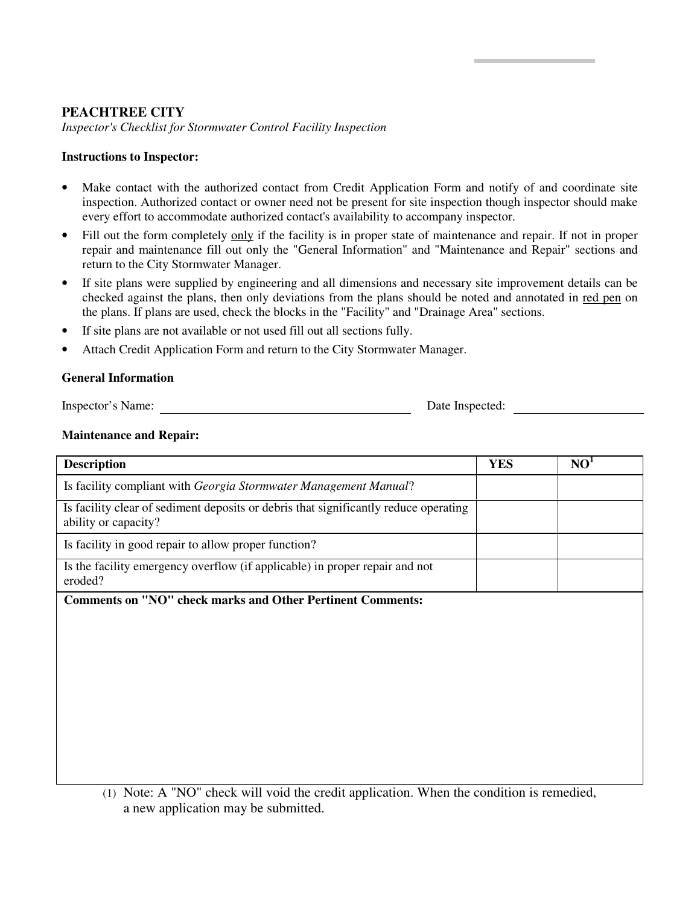**PEACHTREE CITY**

*Inspector's Checklist for Stormwater Control Facility Inspection*

**Instructions to Inspector:**

- Make contact with the authorized contact from Credit Application Form and notify of and coordinate site inspection. Authorized contact or owner need not be present for site inspection though inspector should make every effort to accommodate authorized contact's availability to accompany inspector.
- Fill out the form completely only if the facility is in proper state of maintenance and repair. If not in proper repair and maintenance fill out only the "General Information" and "Maintenance and Repair" sections and return to the City Stormwater Manager.
- If site plans were supplied by engineering and all dimensions and necessary site improvement details can be checked against the plans, then only deviations from the plans should be noted and annotated in red pen on the plans. If plans are used, check the blocks in the "Facility" and "Drainage Area" sections.
- If site plans are not available or not used fill out all sections fully.
- Attach Credit Application Form and return to the City Stormwater Manager.

**General Information**

Inspector's Name: ______________________________ Date Inspected: ________________

**Maintenance and Repair:**

| Description | YES | NO[1] |
|---|---|---|
| Is facility compliant with *Georgia Stormwater Management Manual*? | | |
| Is facility clear of sediment deposits or debris that significantly reduce operating ability or capacity? | | |
| Is facility in good repair to allow proper function? | | |
| Is the facility emergency overflow (if applicable) in proper repair and not eroded? | | |
| **Comments on "NO" check marks and Other Pertinent Comments:** | | |

(1) Note: A "NO" check will void the credit application. When the condition is remedied, a new application may be submitted.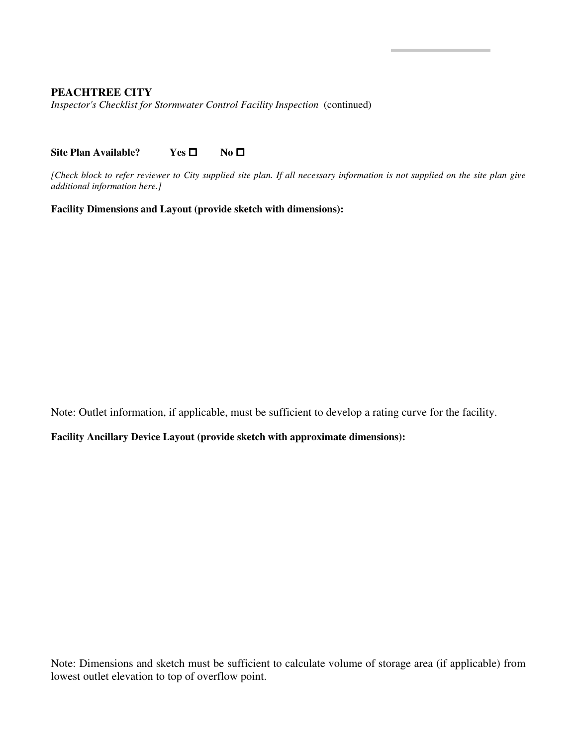**PEACHTREE CITY**
*Inspector's Checklist for Stormwater Control Facility Inspection* (continued)

**Site Plan Available?** **Yes** ☐ **No** ☐

*[Check block to refer reviewer to City supplied site plan. If all necessary information is not supplied on the site plan give additional information here.]*

**Facility Dimensions and Layout (provide sketch with dimensions):**

Note: Outlet information, if applicable, must be sufficient to develop a rating curve for the facility.

**Facility Ancillary Device Layout (provide sketch with approximate dimensions):**

Note: Dimensions and sketch must be sufficient to calculate volume of storage area (if applicable) from lowest outlet elevation to top of overflow point.